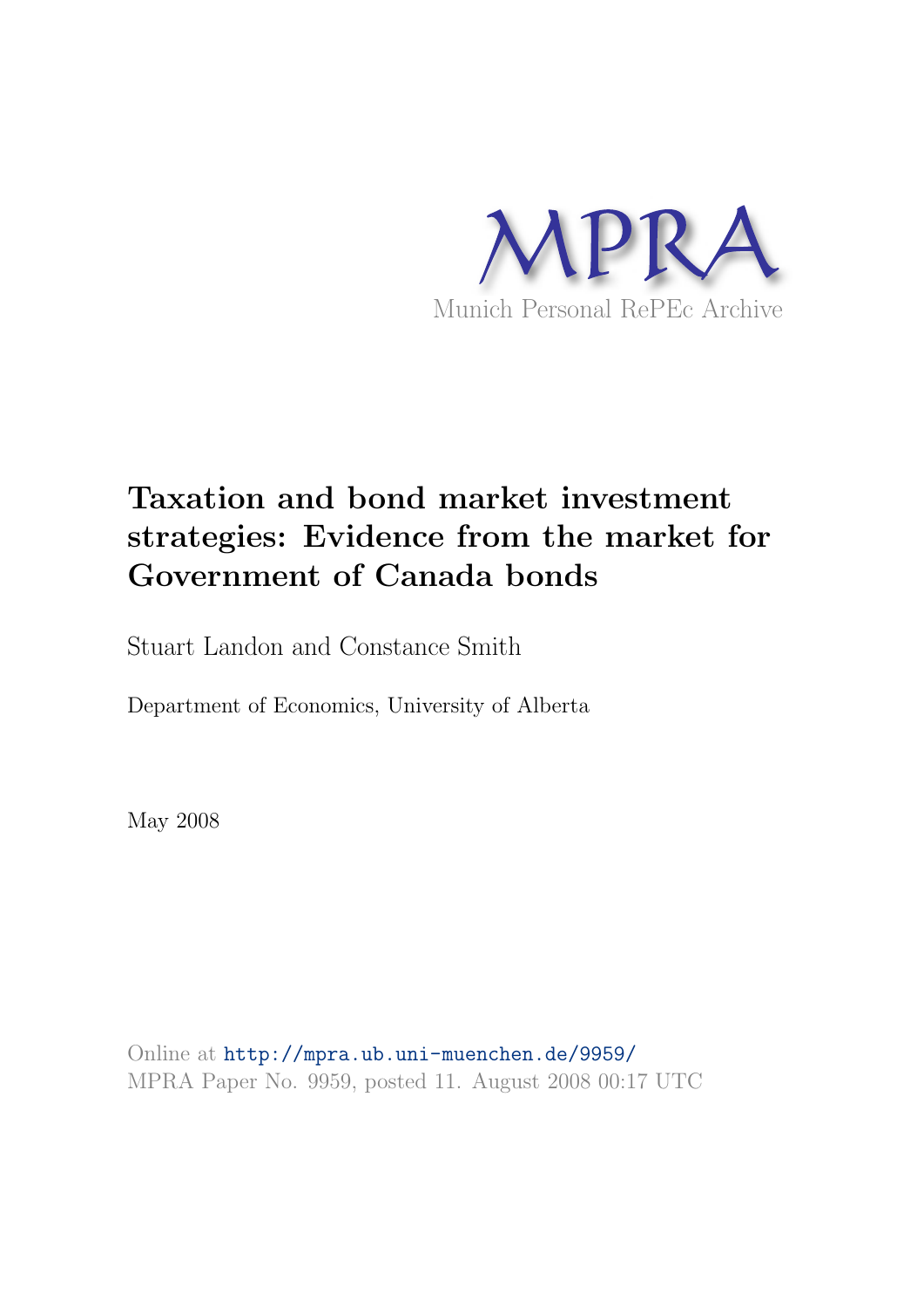MPRA

Munich Personal RePEc Archive

# Taxation and bond market investment strategies: Evidence from the market for Government of Canada bonds

Stuart Landon and Constance Smith

Department of Economics, University of Alberta

May 2008

Online at http://mpra.ub.uni-muenchen.de/9959/
MPRA Paper No. 9959, posted 11. August 2008 00:17 UTC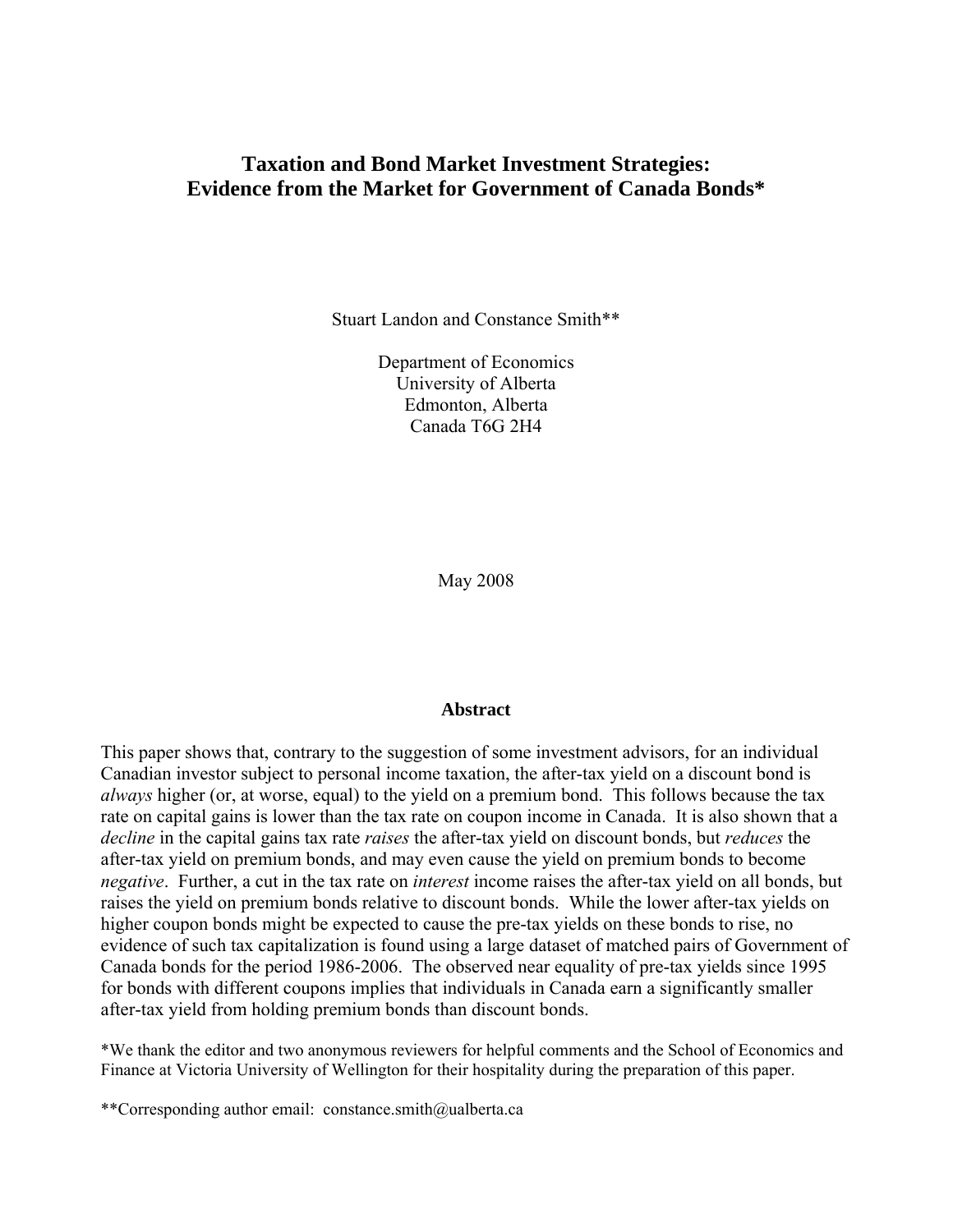# Taxation and Bond Market Investment Strategies: Evidence from the Market for Government of Canada Bonds*

Stuart Landon and Constance Smith**

Department of Economics
University of Alberta
Edmonton, Alberta
Canada T6G 2H4

May 2008

## Abstract

This paper shows that, contrary to the suggestion of some investment advisors, for an individual Canadian investor subject to personal income taxation, the after-tax yield on a discount bond is *always* higher (or, at worse, equal) to the yield on a premium bond. This follows because the tax rate on capital gains is lower than the tax rate on coupon income in Canada. It is also shown that a *decline* in the capital gains tax rate *raises* the after-tax yield on discount bonds, but *reduces* the after-tax yield on premium bonds, and may even cause the yield on premium bonds to become *negative*. Further, a cut in the tax rate on *interest* income raises the after-tax yield on all bonds, but raises the yield on premium bonds relative to discount bonds. While the lower after-tax yields on higher coupon bonds might be expected to cause the pre-tax yields on these bonds to rise, no evidence of such tax capitalization is found using a large dataset of matched pairs of Government of Canada bonds for the period 1986-2006. The observed near equality of pre-tax yields since 1995 for bonds with different coupons implies that individuals in Canada earn a significantly smaller after-tax yield from holding premium bonds than discount bonds.

*We thank the editor and two anonymous reviewers for helpful comments and the School of Economics and Finance at Victoria University of Wellington for their hospitality during the preparation of this paper.

**Corresponding author email: constance.smith@ualberta.ca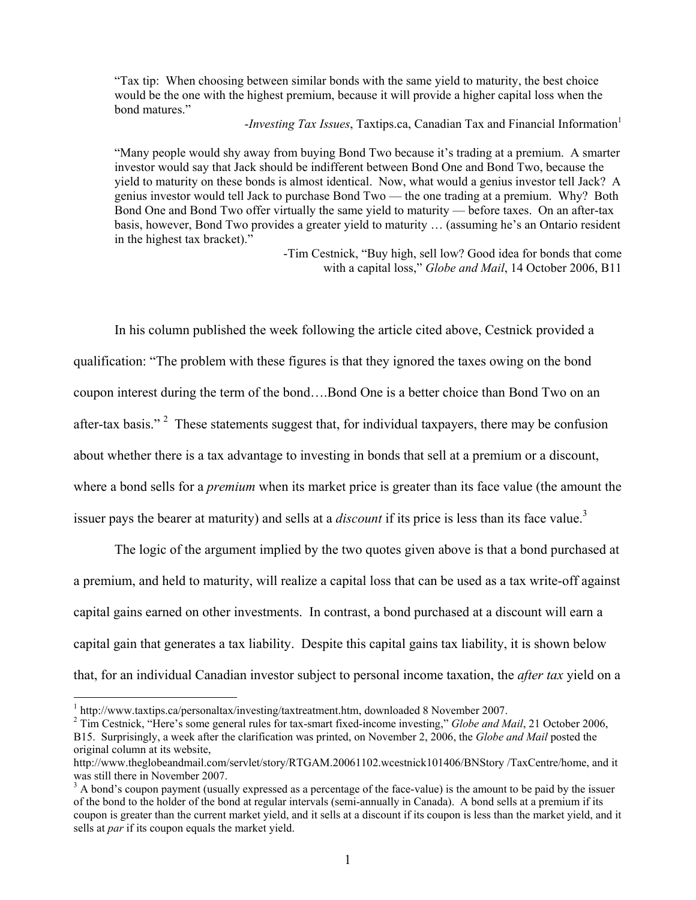> "Tax tip: When choosing between similar bonds with the same yield to maturity, the best choice would be the one with the highest premium, because it will provide a higher capital loss when the bond matures."
>
> -*Investing Tax Issues*, Taxtips.ca, Canadian Tax and Financial Information[1]

> "Many people would shy away from buying Bond Two because it's trading at a premium. A smarter investor would say that Jack should be indifferent between Bond One and Bond Two, because the yield to maturity on these bonds is almost identical. Now, what would a genius investor tell Jack? A genius investor would tell Jack to purchase Bond Two — the one trading at a premium. Why? Both Bond One and Bond Two offer virtually the same yield to maturity — before taxes. On an after-tax basis, however, Bond Two provides a greater yield to maturity … (assuming he's an Ontario resident in the highest tax bracket)."
>
> -Tim Cestnick, "Buy high, sell low? Good idea for bonds that come with a capital loss," *Globe and Mail*, 14 October 2006, B11

In his column published the week following the article cited above, Cestnick provided a qualification: "The problem with these figures is that they ignored the taxes owing on the bond coupon interest during the term of the bond….Bond One is a better choice than Bond Two on an after-tax basis." [2] These statements suggest that, for individual taxpayers, there may be confusion about whether there is a tax advantage to investing in bonds that sell at a premium or a discount, where a bond sells for a *premium* when its market price is greater than its face value (the amount the issuer pays the bearer at maturity) and sells at a *discount* if its price is less than its face value.[3]

The logic of the argument implied by the two quotes given above is that a bond purchased at a premium, and held to maturity, will realize a capital loss that can be used as a tax write-off against capital gains earned on other investments. In contrast, a bond purchased at a discount will earn a capital gain that generates a tax liability. Despite this capital gains tax liability, it is shown below that, for an individual Canadian investor subject to personal income taxation, the *after tax* yield on a

---

[1] http://www.taxtips.ca/personaltax/investing/taxtreatment.htm, downloaded 8 November 2007.

[2] Tim Cestnick, "Here's some general rules for tax-smart fixed-income investing," *Globe and Mail*, 21 October 2006, B15. Surprisingly, a week after the clarification was printed, on November 2, 2006, the *Globe and Mail* posted the original column at its website, http://www.theglobeandmail.com/servlet/story/RTGAM.20061102.wcestnick101406/BNStory /TaxCentre/home, and it was still there in November 2007.

[3] A bond's coupon payment (usually expressed as a percentage of the face-value) is the amount to be paid by the issuer of the bond to the holder of the bond at regular intervals (semi-annually in Canada). A bond sells at a premium if its coupon is greater than the current market yield, and it sells at a discount if its coupon is less than the market yield, and it sells at *par* if its coupon equals the market yield.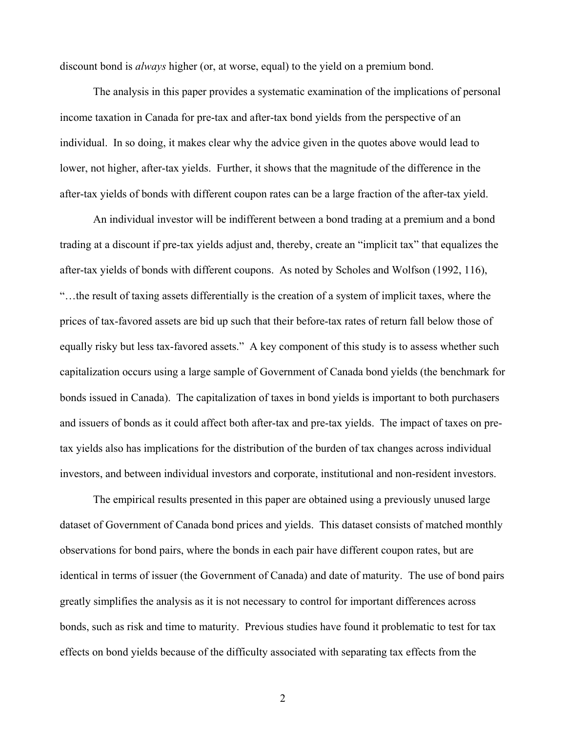discount bond is *always* higher (or, at worse, equal) to the yield on a premium bond.

The analysis in this paper provides a systematic examination of the implications of personal income taxation in Canada for pre-tax and after-tax bond yields from the perspective of an individual. In so doing, it makes clear why the advice given in the quotes above would lead to lower, not higher, after-tax yields. Further, it shows that the magnitude of the difference in the after-tax yields of bonds with different coupon rates can be a large fraction of the after-tax yield.

An individual investor will be indifferent between a bond trading at a premium and a bond trading at a discount if pre-tax yields adjust and, thereby, create an "implicit tax" that equalizes the after-tax yields of bonds with different coupons. As noted by Scholes and Wolfson (1992, 116), "…the result of taxing assets differentially is the creation of a system of implicit taxes, where the prices of tax-favored assets are bid up such that their before-tax rates of return fall below those of equally risky but less tax-favored assets." A key component of this study is to assess whether such capitalization occurs using a large sample of Government of Canada bond yields (the benchmark for bonds issued in Canada). The capitalization of taxes in bond yields is important to both purchasers and issuers of bonds as it could affect both after-tax and pre-tax yields. The impact of taxes on pre-tax yields also has implications for the distribution of the burden of tax changes across individual investors, and between individual investors and corporate, institutional and non-resident investors.

The empirical results presented in this paper are obtained using a previously unused large dataset of Government of Canada bond prices and yields. This dataset consists of matched monthly observations for bond pairs, where the bonds in each pair have different coupon rates, but are identical in terms of issuer (the Government of Canada) and date of maturity. The use of bond pairs greatly simplifies the analysis as it is not necessary to control for important differences across bonds, such as risk and time to maturity. Previous studies have found it problematic to test for tax effects on bond yields because of the difficulty associated with separating tax effects from the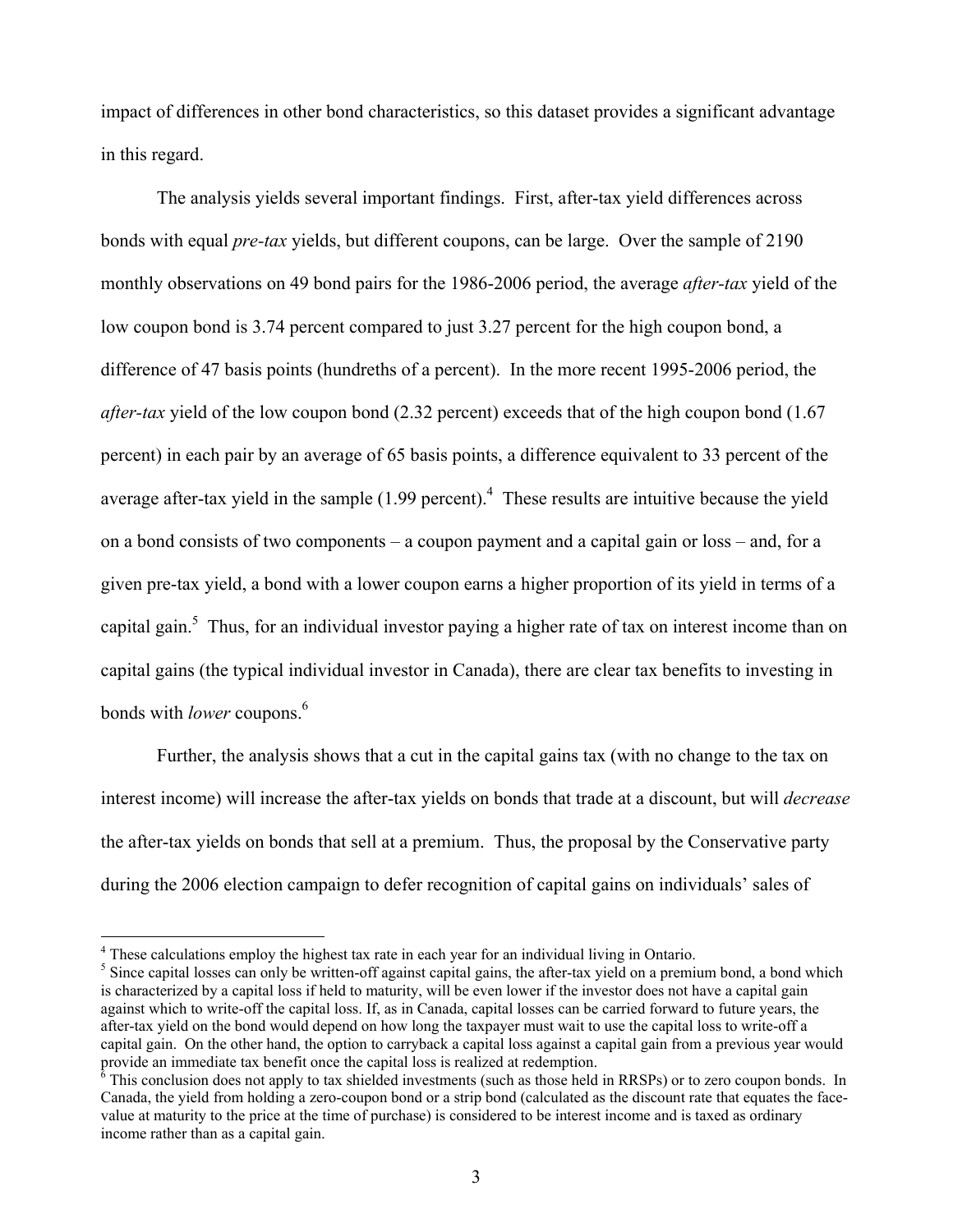impact of differences in other bond characteristics, so this dataset provides a significant advantage in this regard.

The analysis yields several important findings. First, after-tax yield differences across bonds with equal *pre-tax* yields, but different coupons, can be large. Over the sample of 2190 monthly observations on 49 bond pairs for the 1986-2006 period, the average *after-tax* yield of the low coupon bond is 3.74 percent compared to just 3.27 percent for the high coupon bond, a difference of 47 basis points (hundreths of a percent). In the more recent 1995-2006 period, the *after-tax* yield of the low coupon bond (2.32 percent) exceeds that of the high coupon bond (1.67 percent) in each pair by an average of 65 basis points, a difference equivalent to 33 percent of the average after-tax yield in the sample (1.99 percent).[4] These results are intuitive because the yield on a bond consists of two components – a coupon payment and a capital gain or loss – and, for a given pre-tax yield, a bond with a lower coupon earns a higher proportion of its yield in terms of a capital gain.[5] Thus, for an individual investor paying a higher rate of tax on interest income than on capital gains (the typical individual investor in Canada), there are clear tax benefits to investing in bonds with *lower* coupons.[6]

Further, the analysis shows that a cut in the capital gains tax (with no change to the tax on interest income) will increase the after-tax yields on bonds that trade at a discount, but will *decrease* the after-tax yields on bonds that sell at a premium. Thus, the proposal by the Conservative party during the 2006 election campaign to defer recognition of capital gains on individuals' sales of

[4] These calculations employ the highest tax rate in each year for an individual living in Ontario.

[5] Since capital losses can only be written-off against capital gains, the after-tax yield on a premium bond, a bond which is characterized by a capital loss if held to maturity, will be even lower if the investor does not have a capital gain against which to write-off the capital loss. If, as in Canada, capital losses can be carried forward to future years, the after-tax yield on the bond would depend on how long the taxpayer must wait to use the capital loss to write-off a capital gain. On the other hand, the option to carryback a capital loss against a capital gain from a previous year would provide an immediate tax benefit once the capital loss is realized at redemption.

[6] This conclusion does not apply to tax shielded investments (such as those held in RRSPs) or to zero coupon bonds. In Canada, the yield from holding a zero-coupon bond or a strip bond (calculated as the discount rate that equates the face-value at maturity to the price at the time of purchase) is considered to be interest income and is taxed as ordinary income rather than as a capital gain.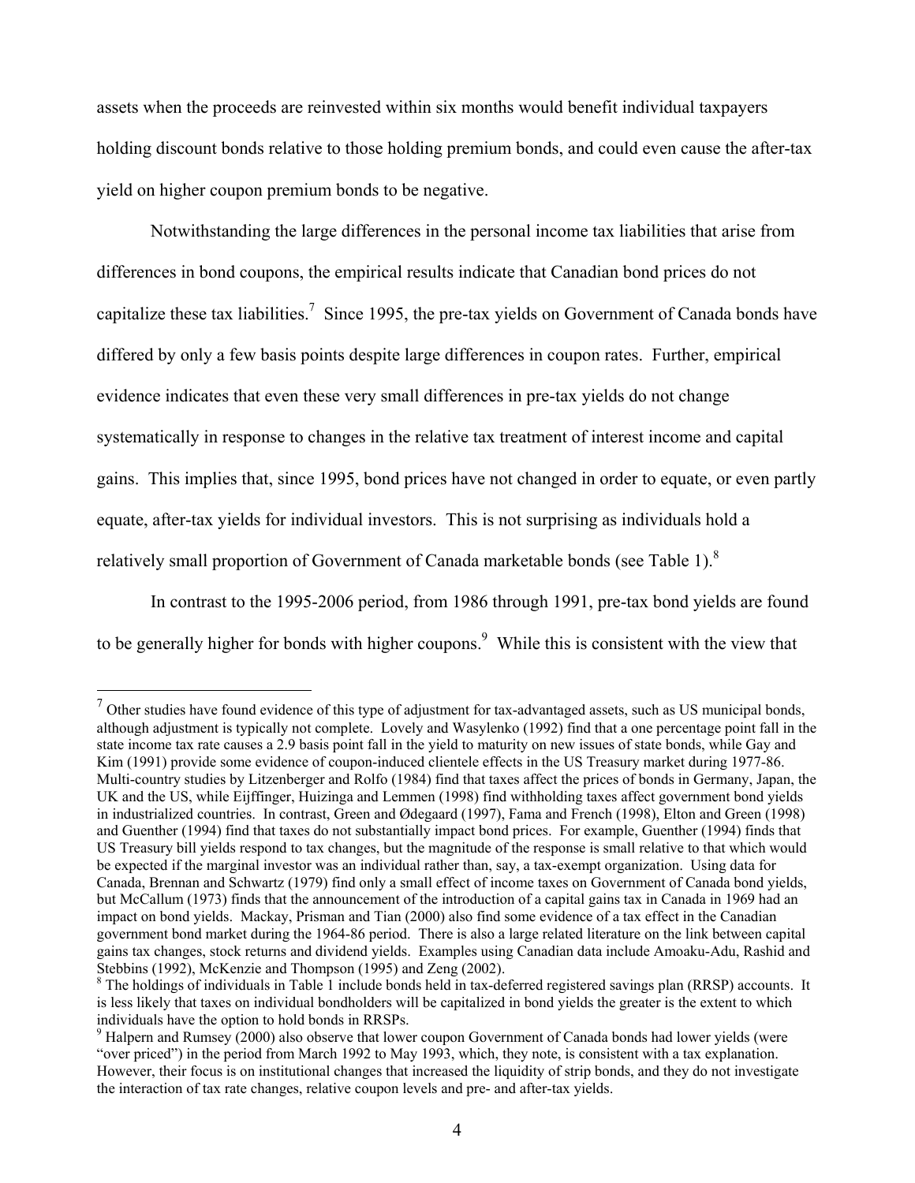assets when the proceeds are reinvested within six months would benefit individual taxpayers holding discount bonds relative to those holding premium bonds, and could even cause the after-tax yield on higher coupon premium bonds to be negative.

Notwithstanding the large differences in the personal income tax liabilities that arise from differences in bond coupons, the empirical results indicate that Canadian bond prices do not capitalize these tax liabilities.[7] Since 1995, the pre-tax yields on Government of Canada bonds have differed by only a few basis points despite large differences in coupon rates. Further, empirical evidence indicates that even these very small differences in pre-tax yields do not change systematically in response to changes in the relative tax treatment of interest income and capital gains. This implies that, since 1995, bond prices have not changed in order to equate, or even partly equate, after-tax yields for individual investors. This is not surprising as individuals hold a relatively small proportion of Government of Canada marketable bonds (see Table 1).[8]

In contrast to the 1995-2006 period, from 1986 through 1991, pre-tax bond yields are found to be generally higher for bonds with higher coupons.[9] While this is consistent with the view that

---

[7] Other studies have found evidence of this type of adjustment for tax-advantaged assets, such as US municipal bonds, although adjustment is typically not complete. Lovely and Wasylenko (1992) find that a one percentage point fall in the state income tax rate causes a 2.9 basis point fall in the yield to maturity on new issues of state bonds, while Gay and Kim (1991) provide some evidence of coupon-induced clientele effects in the US Treasury market during 1977-86. Multi-country studies by Litzenberger and Rolfo (1984) find that taxes affect the prices of bonds in Germany, Japan, the UK and the US, while Eijffinger, Huizinga and Lemmen (1998) find withholding taxes affect government bond yields in industrialized countries. In contrast, Green and Ødegaard (1997), Fama and French (1998), Elton and Green (1998) and Guenther (1994) find that taxes do not substantially impact bond prices. For example, Guenther (1994) finds that US Treasury bill yields respond to tax changes, but the magnitude of the response is small relative to that which would be expected if the marginal investor was an individual rather than, say, a tax-exempt organization. Using data for Canada, Brennan and Schwartz (1979) find only a small effect of income taxes on Government of Canada bond yields, but McCallum (1973) finds that the announcement of the introduction of a capital gains tax in Canada in 1969 had an impact on bond yields. Mackay, Prisman and Tian (2000) also find some evidence of a tax effect in the Canadian government bond market during the 1964-86 period. There is also a large related literature on the link between capital gains tax changes, stock returns and dividend yields. Examples using Canadian data include Amoaku-Adu, Rashid and Stebbins (1992), McKenzie and Thompson (1995) and Zeng (2002).

[8] The holdings of individuals in Table 1 include bonds held in tax-deferred registered savings plan (RRSP) accounts. It is less likely that taxes on individual bondholders will be capitalized in bond yields the greater is the extent to which individuals have the option to hold bonds in RRSPs.

[9] Halpern and Rumsey (2000) also observe that lower coupon Government of Canada bonds had lower yields (were "over priced") in the period from March 1992 to May 1993, which, they note, is consistent with a tax explanation. However, their focus is on institutional changes that increased the liquidity of strip bonds, and they do not investigate the interaction of tax rate changes, relative coupon levels and pre- and after-tax yields.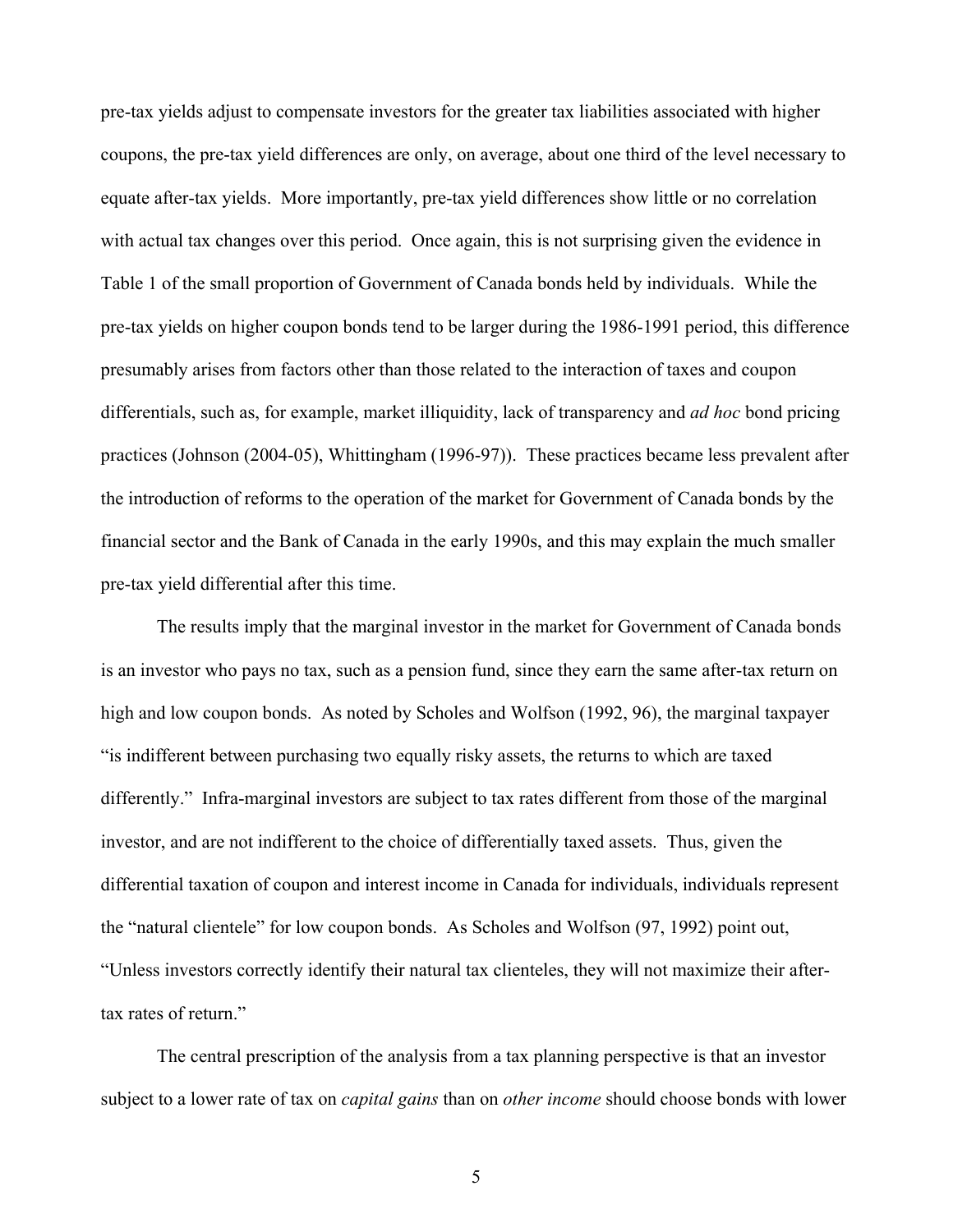pre-tax yields adjust to compensate investors for the greater tax liabilities associated with higher coupons, the pre-tax yield differences are only, on average, about one third of the level necessary to equate after-tax yields. More importantly, pre-tax yield differences show little or no correlation with actual tax changes over this period. Once again, this is not surprising given the evidence in Table 1 of the small proportion of Government of Canada bonds held by individuals. While the pre-tax yields on higher coupon bonds tend to be larger during the 1986-1991 period, this difference presumably arises from factors other than those related to the interaction of taxes and coupon differentials, such as, for example, market illiquidity, lack of transparency and *ad hoc* bond pricing practices (Johnson (2004-05), Whittingham (1996-97)). These practices became less prevalent after the introduction of reforms to the operation of the market for Government of Canada bonds by the financial sector and the Bank of Canada in the early 1990s, and this may explain the much smaller pre-tax yield differential after this time.

The results imply that the marginal investor in the market for Government of Canada bonds is an investor who pays no tax, such as a pension fund, since they earn the same after-tax return on high and low coupon bonds. As noted by Scholes and Wolfson (1992, 96), the marginal taxpayer "is indifferent between purchasing two equally risky assets, the returns to which are taxed differently." Infra-marginal investors are subject to tax rates different from those of the marginal investor, and are not indifferent to the choice of differentially taxed assets. Thus, given the differential taxation of coupon and interest income in Canada for individuals, individuals represent the "natural clientele" for low coupon bonds. As Scholes and Wolfson (97, 1992) point out, "Unless investors correctly identify their natural tax clienteles, they will not maximize their after-tax rates of return."

The central prescription of the analysis from a tax planning perspective is that an investor subject to a lower rate of tax on *capital gains* than on *other income* should choose bonds with lower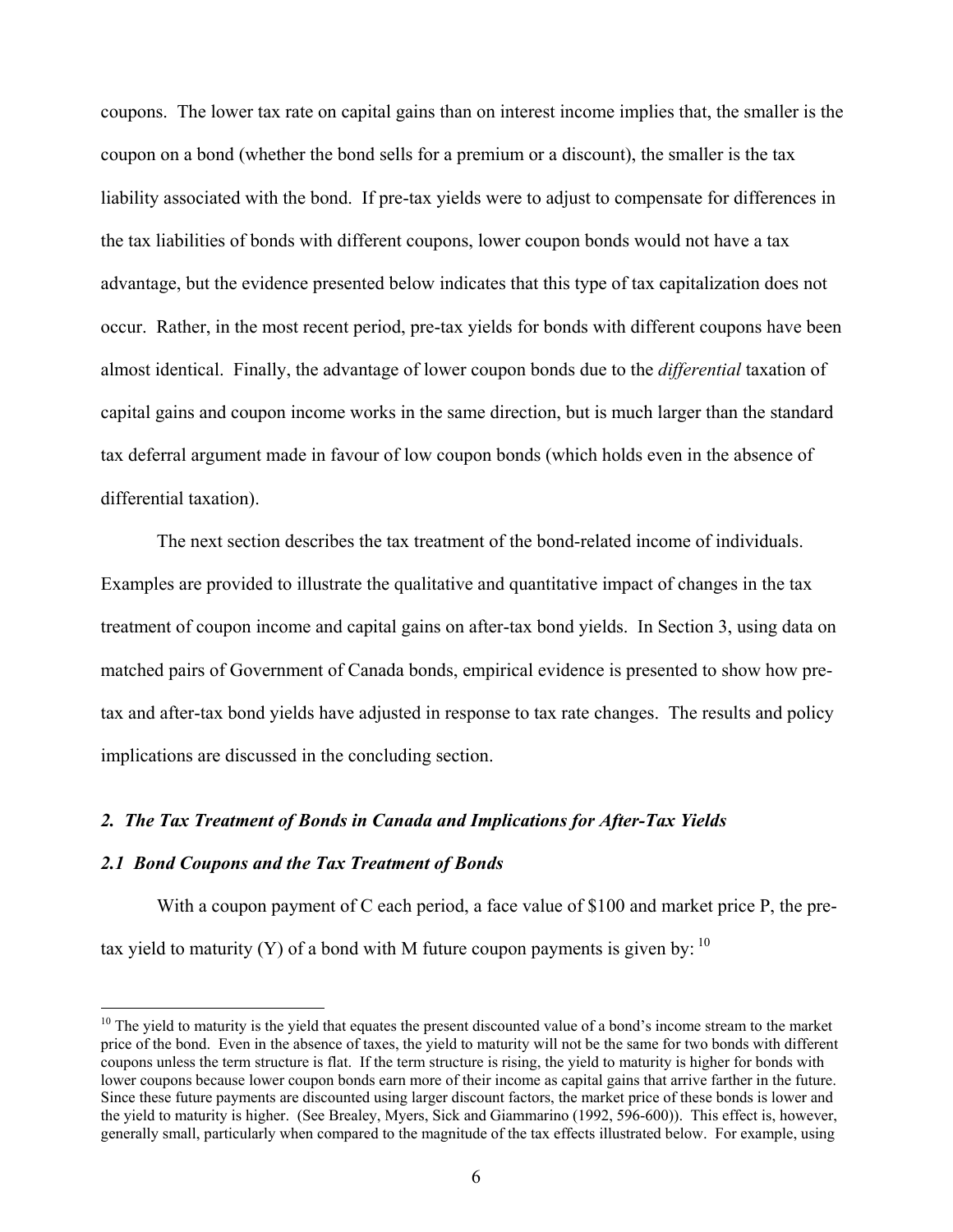coupons. The lower tax rate on capital gains than on interest income implies that, the smaller is the coupon on a bond (whether the bond sells for a premium or a discount), the smaller is the tax liability associated with the bond. If pre-tax yields were to adjust to compensate for differences in the tax liabilities of bonds with different coupons, lower coupon bonds would not have a tax advantage, but the evidence presented below indicates that this type of tax capitalization does not occur. Rather, in the most recent period, pre-tax yields for bonds with different coupons have been almost identical. Finally, the advantage of lower coupon bonds due to the *differential* taxation of capital gains and coupon income works in the same direction, but is much larger than the standard tax deferral argument made in favour of low coupon bonds (which holds even in the absence of differential taxation).

The next section describes the tax treatment of the bond-related income of individuals. Examples are provided to illustrate the qualitative and quantitative impact of changes in the tax treatment of coupon income and capital gains on after-tax bond yields. In Section 3, using data on matched pairs of Government of Canada bonds, empirical evidence is presented to show how pre-tax and after-tax bond yields have adjusted in response to tax rate changes. The results and policy implications are discussed in the concluding section.

### *2. The Tax Treatment of Bonds in Canada and Implications for After-Tax Yields*

#### *2.1 Bond Coupons and the Tax Treatment of Bonds*

With a coupon payment of C each period, a face value of $100 and market price P, the pre-tax yield to maturity (Y) of a bond with M future coupon payments is given by: [10]

[10] The yield to maturity is the yield that equates the present discounted value of a bond's income stream to the market price of the bond. Even in the absence of taxes, the yield to maturity will not be the same for two bonds with different coupons unless the term structure is flat. If the term structure is rising, the yield to maturity is higher for bonds with lower coupons because lower coupon bonds earn more of their income as capital gains that arrive farther in the future. Since these future payments are discounted using larger discount factors, the market price of these bonds is lower and the yield to maturity is higher. (See Brealey, Myers, Sick and Giammarino (1992, 596-600)). This effect is, however, generally small, particularly when compared to the magnitude of the tax effects illustrated below. For example, using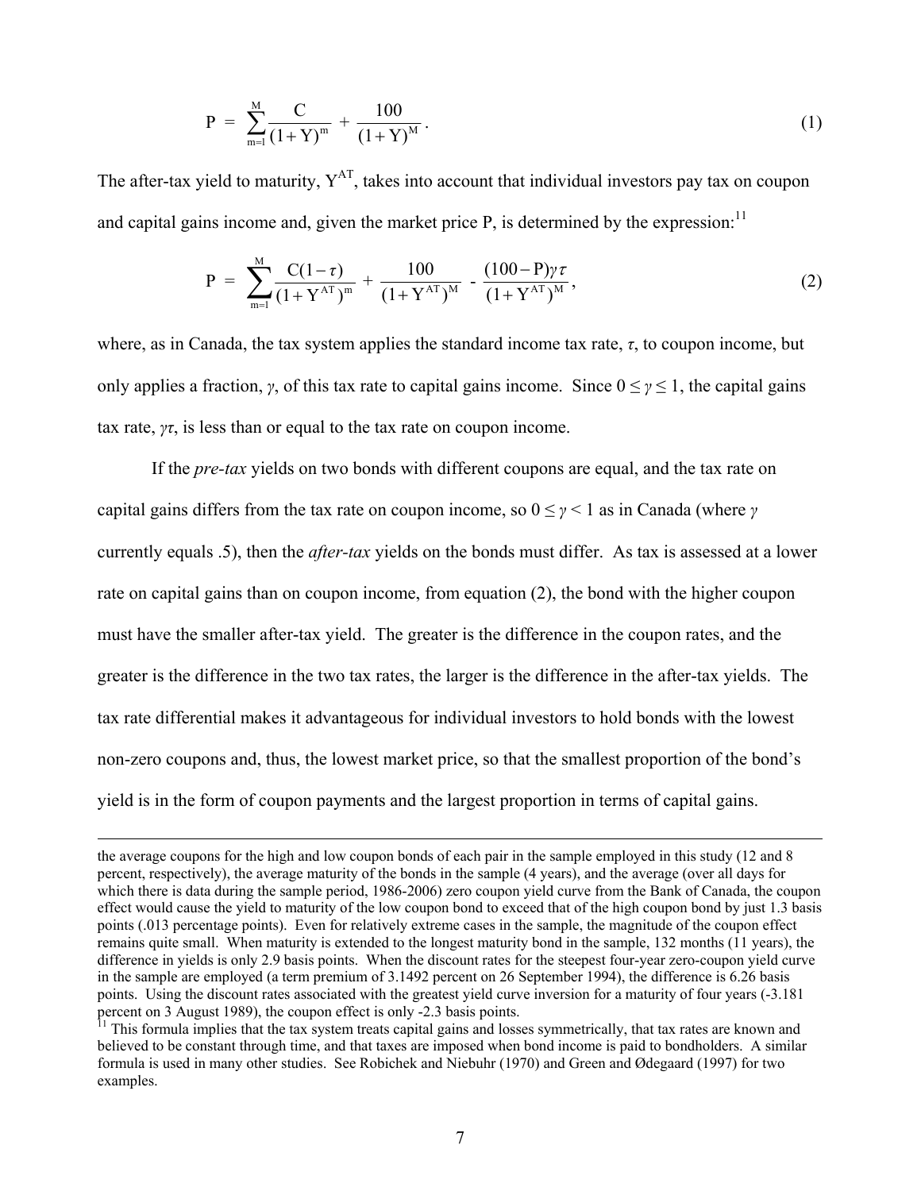$$P = \sum_{m=1}^{M} \frac{C}{(1+Y)^m} + \frac{100}{(1+Y)^M}. \tag{1}$$

The after-tax yield to maturity, $Y^{AT}$, takes into account that individual investors pay tax on coupon and capital gains income and, given the market price P, is determined by the expression:[11]

$$P = \sum_{m=1}^{M} \frac{C(1-\tau)}{(1+Y^{AT})^m} + \frac{100}{(1+Y^{AT})^M} - \frac{(100-P)\gamma\tau}{(1+Y^{AT})^M}, \tag{2}$$

where, as in Canada, the tax system applies the standard income tax rate, $\tau$, to coupon income, but only applies a fraction, $\gamma$, of this tax rate to capital gains income. Since $0 \leq \gamma \leq 1$, the capital gains tax rate, $\gamma\tau$, is less than or equal to the tax rate on coupon income.

If the *pre-tax* yields on two bonds with different coupons are equal, and the tax rate on capital gains differs from the tax rate on coupon income, so $0 \leq \gamma < 1$ as in Canada (where $\gamma$ currently equals .5), then the *after-tax* yields on the bonds must differ. As tax is assessed at a lower rate on capital gains than on coupon income, from equation (2), the bond with the higher coupon must have the smaller after-tax yield. The greater is the difference in the coupon rates, and the greater is the difference in the two tax rates, the larger is the difference in the after-tax yields. The tax rate differential makes it advantageous for individual investors to hold bonds with the lowest non-zero coupons and, thus, the lowest market price, so that the smallest proportion of the bond's yield is in the form of coupon payments and the largest proportion in terms of capital gains.

---

the average coupons for the high and low coupon bonds of each pair in the sample employed in this study (12 and 8 percent, respectively), the average maturity of the bonds in the sample (4 years), and the average (over all days for which there is data during the sample period, 1986-2006) zero coupon yield curve from the Bank of Canada, the coupon effect would cause the yield to maturity of the low coupon bond to exceed that of the high coupon bond by just 1.3 basis points (.013 percentage points). Even for relatively extreme cases in the sample, the magnitude of the coupon effect remains quite small. When maturity is extended to the longest maturity bond in the sample, 132 months (11 years), the difference in yields is only 2.9 basis points. When the discount rates for the steepest four-year zero-coupon yield curve in the sample are employed (a term premium of 3.1492 percent on 26 September 1994), the difference is 6.26 basis points. Using the discount rates associated with the greatest yield curve inversion for a maturity of four years (-3.181 percent on 3 August 1989), the coupon effect is only -2.3 basis points.

[11] This formula implies that the tax system treats capital gains and losses symmetrically, that tax rates are known and believed to be constant through time, and that taxes are imposed when bond income is paid to bondholders. A similar formula is used in many other studies. See Robichek and Niebuhr (1970) and Green and Ødegaard (1997) for two examples.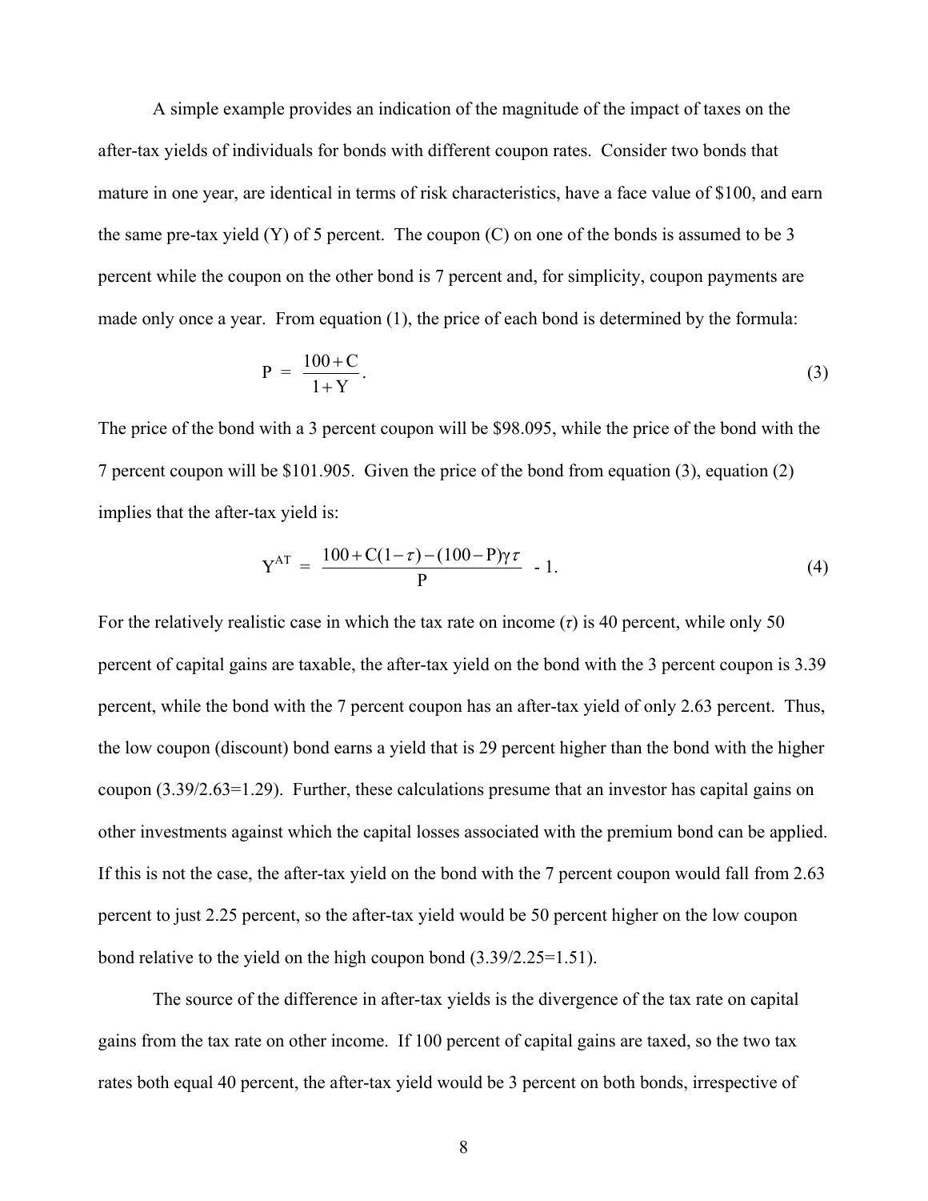A simple example provides an indication of the magnitude of the impact of taxes on the after-tax yields of individuals for bonds with different coupon rates. Consider two bonds that mature in one year, are identical in terms of risk characteristics, have a face value of \$100, and earn the same pre-tax yield (Y) of 5 percent. The coupon (C) on one of the bonds is assumed to be 3 percent while the coupon on the other bond is 7 percent and, for simplicity, coupon payments are made only once a year. From equation (1), the price of each bond is determined by the formula:

$$P = \frac{100 + C}{1 + Y}. \tag{3}$$

The price of the bond with a 3 percent coupon will be \$98.095, while the price of the bond with the 7 percent coupon will be \$101.905. Given the price of the bond from equation (3), equation (2) implies that the after-tax yield is:

$$Y^{AT} = \frac{100 + C(1-\tau) - (100 - P)\gamma\tau}{P} - 1. \tag{4}$$

For the relatively realistic case in which the tax rate on income ($\tau$) is 40 percent, while only 50 percent of capital gains are taxable, the after-tax yield on the bond with the 3 percent coupon is 3.39 percent, while the bond with the 7 percent coupon has an after-tax yield of only 2.63 percent. Thus, the low coupon (discount) bond earns a yield that is 29 percent higher than the bond with the higher coupon (3.39/2.63=1.29). Further, these calculations presume that an investor has capital gains on other investments against which the capital losses associated with the premium bond can be applied. If this is not the case, the after-tax yield on the bond with the 7 percent coupon would fall from 2.63 percent to just 2.25 percent, so the after-tax yield would be 50 percent higher on the low coupon bond relative to the yield on the high coupon bond (3.39/2.25=1.51).

The source of the difference in after-tax yields is the divergence of the tax rate on capital gains from the tax rate on other income. If 100 percent of capital gains are taxed, so the two tax rates both equal 40 percent, the after-tax yield would be 3 percent on both bonds, irrespective of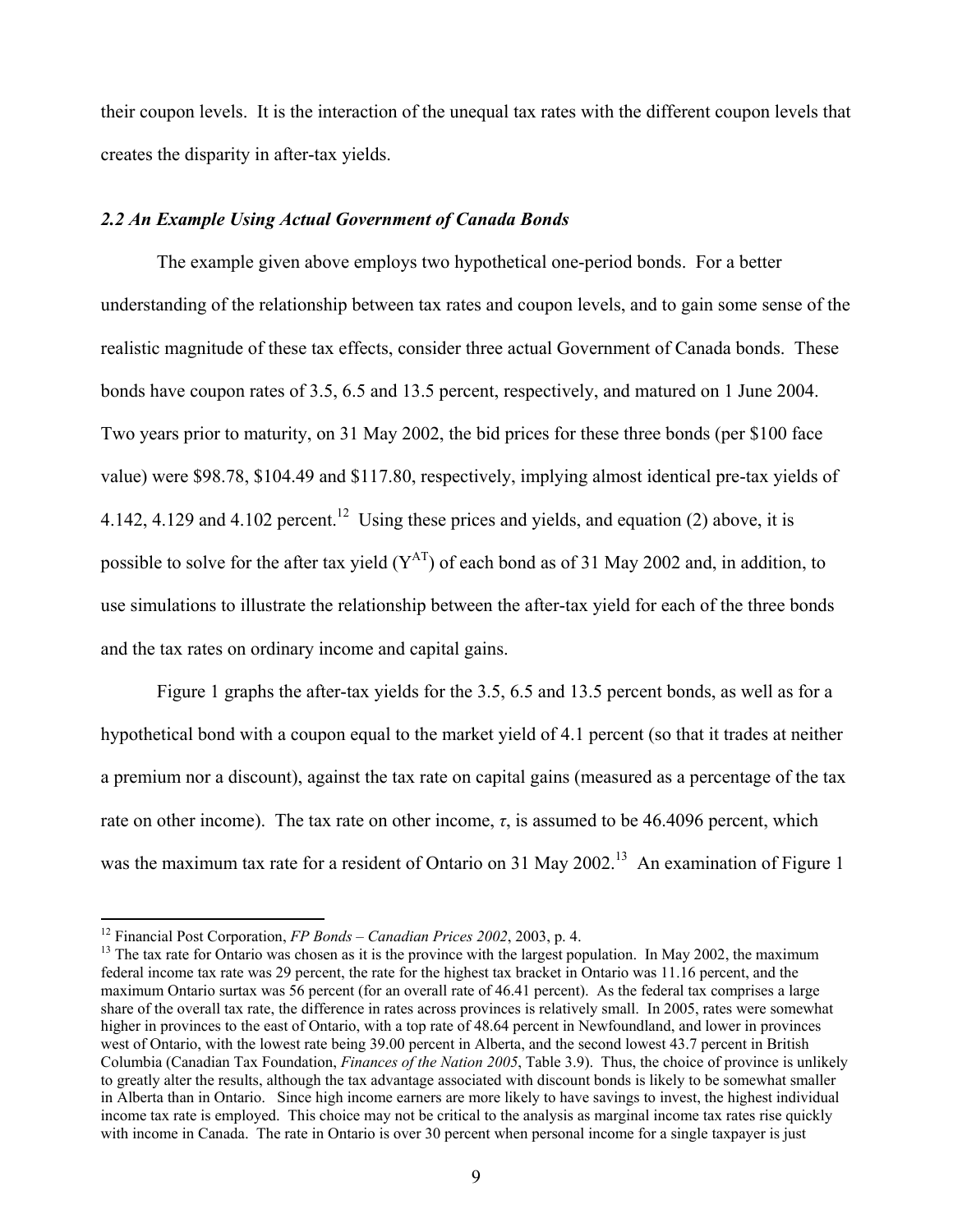their coupon levels. It is the interaction of the unequal tax rates with the different coupon levels that creates the disparity in after-tax yields.

### *2.2 An Example Using Actual Government of Canada Bonds*

The example given above employs two hypothetical one-period bonds. For a better understanding of the relationship between tax rates and coupon levels, and to gain some sense of the realistic magnitude of these tax effects, consider three actual Government of Canada bonds. These bonds have coupon rates of 3.5, 6.5 and 13.5 percent, respectively, and matured on 1 June 2004. Two years prior to maturity, on 31 May 2002, the bid prices for these three bonds (per $100 face value) were $98.78, $104.49 and $117.80, respectively, implying almost identical pre-tax yields of 4.142, 4.129 and 4.102 percent.[12] Using these prices and yields, and equation (2) above, it is possible to solve for the after tax yield ($Y^{AT}$) of each bond as of 31 May 2002 and, in addition, to use simulations to illustrate the relationship between the after-tax yield for each of the three bonds and the tax rates on ordinary income and capital gains.

Figure 1 graphs the after-tax yields for the 3.5, 6.5 and 13.5 percent bonds, as well as for a hypothetical bond with a coupon equal to the market yield of 4.1 percent (so that it trades at neither a premium nor a discount), against the tax rate on capital gains (measured as a percentage of the tax rate on other income). The tax rate on other income, $\tau$, is assumed to be 46.4096 percent, which was the maximum tax rate for a resident of Ontario on 31 May 2002.[13] An examination of Figure 1

---

[12] Financial Post Corporation, *FP Bonds – Canadian Prices 2002*, 2003, p. 4.

[13] The tax rate for Ontario was chosen as it is the province with the largest population. In May 2002, the maximum federal income tax rate was 29 percent, the rate for the highest tax bracket in Ontario was 11.16 percent, and the maximum Ontario surtax was 56 percent (for an overall rate of 46.41 percent). As the federal tax comprises a large share of the overall tax rate, the difference in rates across provinces is relatively small. In 2005, rates were somewhat higher in provinces to the east of Ontario, with a top rate of 48.64 percent in Newfoundland, and lower in provinces west of Ontario, with the lowest rate being 39.00 percent in Alberta, and the second lowest 43.7 percent in British Columbia (Canadian Tax Foundation, *Finances of the Nation 2005*, Table 3.9). Thus, the choice of province is unlikely to greatly alter the results, although the tax advantage associated with discount bonds is likely to be somewhat smaller in Alberta than in Ontario. Since high income earners are more likely to have savings to invest, the highest individual income tax rate is employed. This choice may not be critical to the analysis as marginal income tax rates rise quickly with income in Canada. The rate in Ontario is over 30 percent when personal income for a single taxpayer is just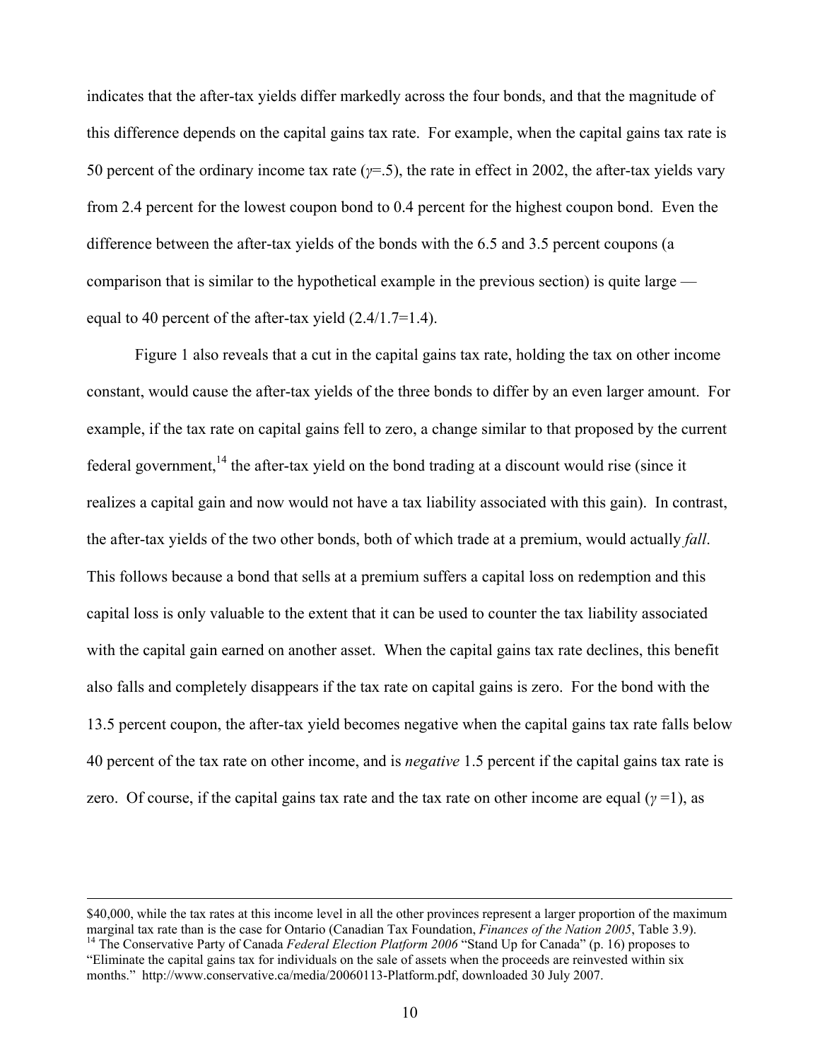indicates that the after-tax yields differ markedly across the four bonds, and that the magnitude of this difference depends on the capital gains tax rate. For example, when the capital gains tax rate is 50 percent of the ordinary income tax rate ($\gamma$=.5), the rate in effect in 2002, the after-tax yields vary from 2.4 percent for the lowest coupon bond to 0.4 percent for the highest coupon bond. Even the difference between the after-tax yields of the bonds with the 6.5 and 3.5 percent coupons (a comparison that is similar to the hypothetical example in the previous section) is quite large — equal to 40 percent of the after-tax yield (2.4/1.7=1.4).

Figure 1 also reveals that a cut in the capital gains tax rate, holding the tax on other income constant, would cause the after-tax yields of the three bonds to differ by an even larger amount. For example, if the tax rate on capital gains fell to zero, a change similar to that proposed by the current federal government,[14] the after-tax yield on the bond trading at a discount would rise (since it realizes a capital gain and now would not have a tax liability associated with this gain). In contrast, the after-tax yields of the two other bonds, both of which trade at a premium, would actually *fall*. This follows because a bond that sells at a premium suffers a capital loss on redemption and this capital loss is only valuable to the extent that it can be used to counter the tax liability associated with the capital gain earned on another asset. When the capital gains tax rate declines, this benefit also falls and completely disappears if the tax rate on capital gains is zero. For the bond with the 13.5 percent coupon, the after-tax yield becomes negative when the capital gains tax rate falls below 40 percent of the tax rate on other income, and is *negative* 1.5 percent if the capital gains tax rate is zero. Of course, if the capital gains tax rate and the tax rate on other income are equal ($\gamma$ =1), as

$40,000, while the tax rates at this income level in all the other provinces represent a larger proportion of the maximum marginal tax rate than is the case for Ontario (Canadian Tax Foundation, *Finances of the Nation 2005*, Table 3.9).

[14] The Conservative Party of Canada *Federal Election Platform 2006* "Stand Up for Canada" (p. 16) proposes to "Eliminate the capital gains tax for individuals on the sale of assets when the proceeds are reinvested within six months." http://www.conservative.ca/media/20060113-Platform.pdf, downloaded 30 July 2007.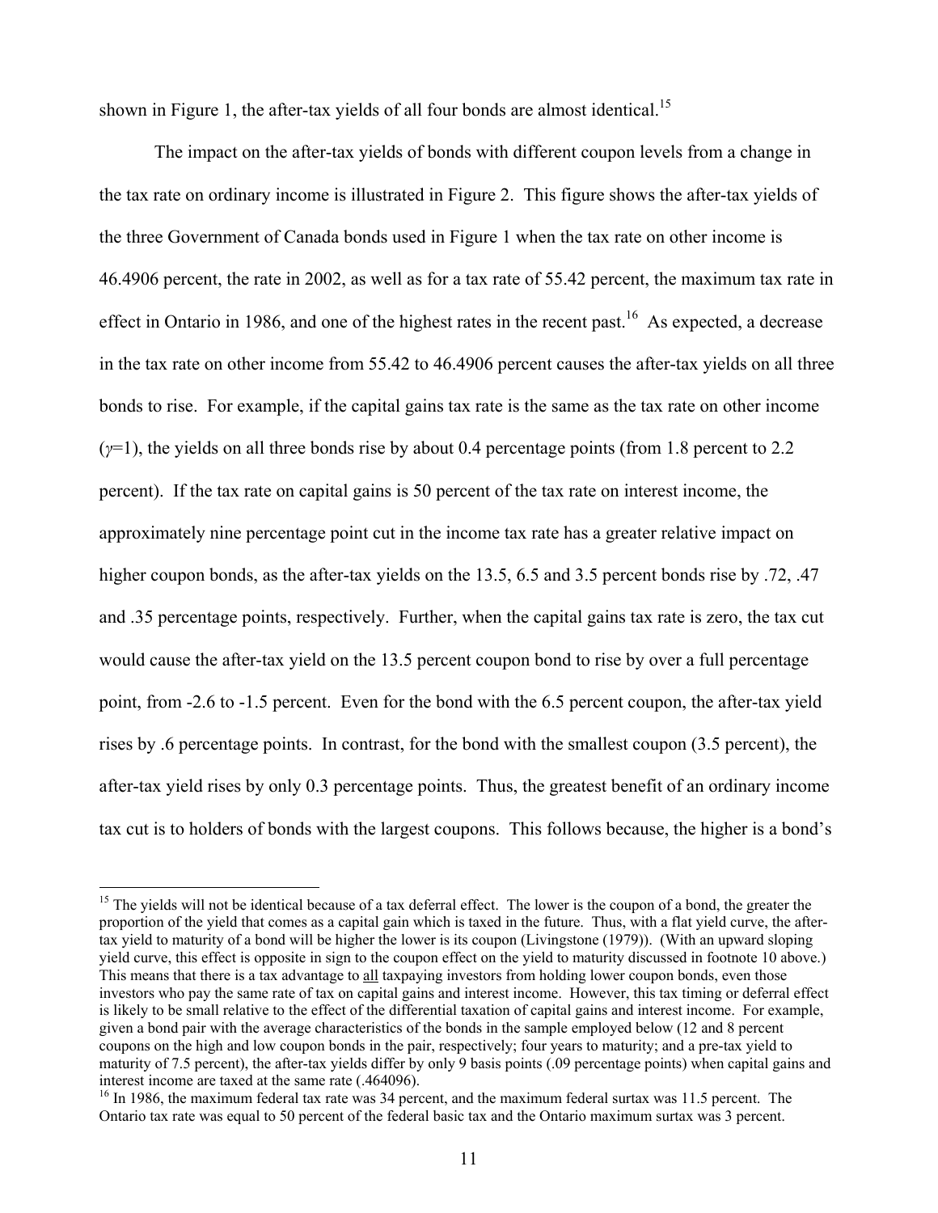shown in Figure 1, the after-tax yields of all four bonds are almost identical.[15]

The impact on the after-tax yields of bonds with different coupon levels from a change in the tax rate on ordinary income is illustrated in Figure 2. This figure shows the after-tax yields of the three Government of Canada bonds used in Figure 1 when the tax rate on other income is 46.4906 percent, the rate in 2002, as well as for a tax rate of 55.42 percent, the maximum tax rate in effect in Ontario in 1986, and one of the highest rates in the recent past.[16] As expected, a decrease in the tax rate on other income from 55.42 to 46.4906 percent causes the after-tax yields on all three bonds to rise. For example, if the capital gains tax rate is the same as the tax rate on other income ($\gamma$=1), the yields on all three bonds rise by about 0.4 percentage points (from 1.8 percent to 2.2 percent). If the tax rate on capital gains is 50 percent of the tax rate on interest income, the approximately nine percentage point cut in the income tax rate has a greater relative impact on higher coupon bonds, as the after-tax yields on the 13.5, 6.5 and 3.5 percent bonds rise by .72, .47 and .35 percentage points, respectively. Further, when the capital gains tax rate is zero, the tax cut would cause the after-tax yield on the 13.5 percent coupon bond to rise by over a full percentage point, from -2.6 to -1.5 percent. Even for the bond with the 6.5 percent coupon, the after-tax yield rises by .6 percentage points. In contrast, for the bond with the smallest coupon (3.5 percent), the after-tax yield rises by only 0.3 percentage points. Thus, the greatest benefit of an ordinary income tax cut is to holders of bonds with the largest coupons. This follows because, the higher is a bond's

---

[15] The yields will not be identical because of a tax deferral effect. The lower is the coupon of a bond, the greater the proportion of the yield that comes as a capital gain which is taxed in the future. Thus, with a flat yield curve, the after-tax yield to maturity of a bond will be higher the lower is its coupon (Livingstone (1979)). (With an upward sloping yield curve, this effect is opposite in sign to the coupon effect on the yield to maturity discussed in footnote 10 above.) This means that there is a tax advantage to <u>all</u> taxpaying investors from holding lower coupon bonds, even those investors who pay the same rate of tax on capital gains and interest income. However, this tax timing or deferral effect is likely to be small relative to the effect of the differential taxation of capital gains and interest income. For example, given a bond pair with the average characteristics of the bonds in the sample employed below (12 and 8 percent coupons on the high and low coupon bonds in the pair, respectively; four years to maturity; and a pre-tax yield to maturity of 7.5 percent), the after-tax yields differ by only 9 basis points (.09 percentage points) when capital gains and interest income are taxed at the same rate (.464096).

[16] In 1986, the maximum federal tax rate was 34 percent, and the maximum federal surtax was 11.5 percent. The Ontario tax rate was equal to 50 percent of the federal basic tax and the Ontario maximum surtax was 3 percent.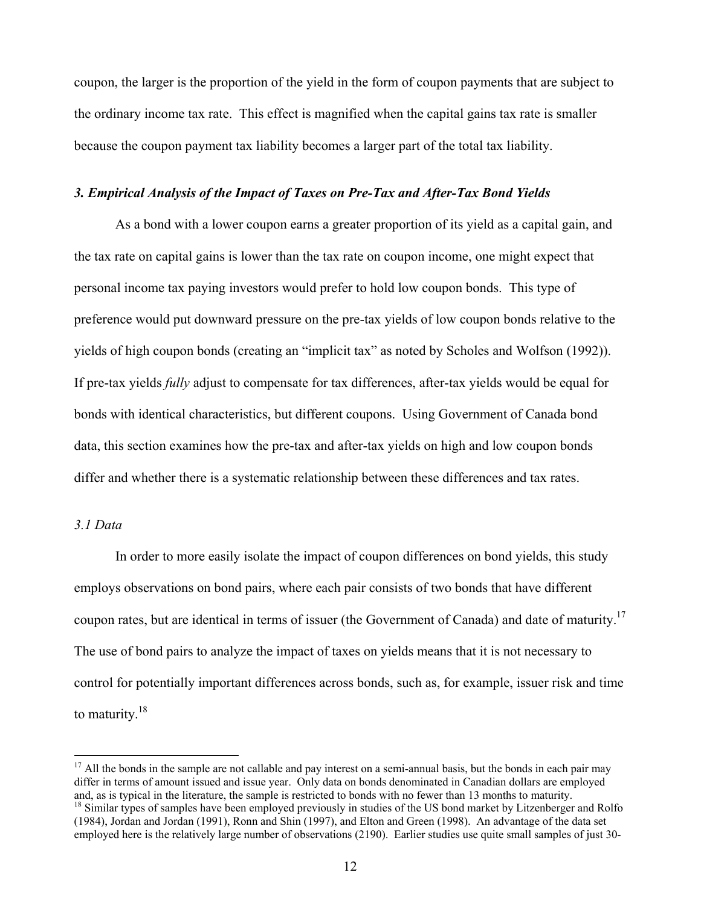coupon, the larger is the proportion of the yield in the form of coupon payments that are subject to the ordinary income tax rate. This effect is magnified when the capital gains tax rate is smaller because the coupon payment tax liability becomes a larger part of the total tax liability.

### *3. Empirical Analysis of the Impact of Taxes on Pre-Tax and After-Tax Bond Yields*

As a bond with a lower coupon earns a greater proportion of its yield as a capital gain, and the tax rate on capital gains is lower than the tax rate on coupon income, one might expect that personal income tax paying investors would prefer to hold low coupon bonds. This type of preference would put downward pressure on the pre-tax yields of low coupon bonds relative to the yields of high coupon bonds (creating an "implicit tax" as noted by Scholes and Wolfson (1992)). If pre-tax yields *fully* adjust to compensate for tax differences, after-tax yields would be equal for bonds with identical characteristics, but different coupons. Using Government of Canada bond data, this section examines how the pre-tax and after-tax yields on high and low coupon bonds differ and whether there is a systematic relationship between these differences and tax rates.

#### *3.1 Data*

In order to more easily isolate the impact of coupon differences on bond yields, this study employs observations on bond pairs, where each pair consists of two bonds that have different coupon rates, but are identical in terms of issuer (the Government of Canada) and date of maturity.[17] The use of bond pairs to analyze the impact of taxes on yields means that it is not necessary to control for potentially important differences across bonds, such as, for example, issuer risk and time to maturity.[18]

[17] All the bonds in the sample are not callable and pay interest on a semi-annual basis, but the bonds in each pair may differ in terms of amount issued and issue year. Only data on bonds denominated in Canadian dollars are employed and, as is typical in the literature, the sample is restricted to bonds with no fewer than 13 months to maturity.

[18] Similar types of samples have been employed previously in studies of the US bond market by Litzenberger and Rolfo (1984), Jordan and Jordan (1991), Ronn and Shin (1997), and Elton and Green (1998). An advantage of the data set employed here is the relatively large number of observations (2190). Earlier studies use quite small samples of just 30-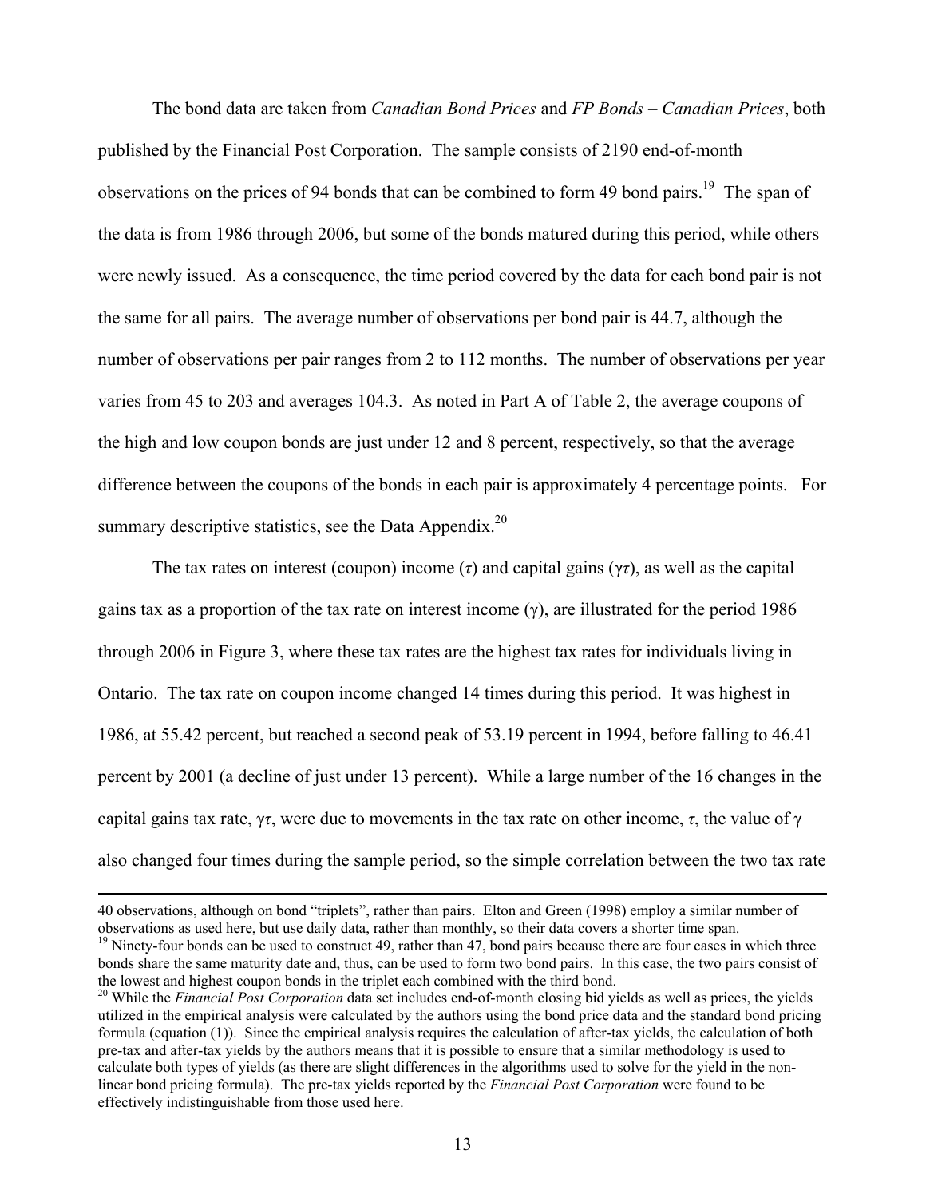The bond data are taken from *Canadian Bond Prices* and *FP Bonds – Canadian Prices*, both published by the Financial Post Corporation. The sample consists of 2190 end-of-month observations on the prices of 94 bonds that can be combined to form 49 bond pairs.[19] The span of the data is from 1986 through 2006, but some of the bonds matured during this period, while others were newly issued. As a consequence, the time period covered by the data for each bond pair is not the same for all pairs. The average number of observations per bond pair is 44.7, although the number of observations per pair ranges from 2 to 112 months. The number of observations per year varies from 45 to 203 and averages 104.3. As noted in Part A of Table 2, the average coupons of the high and low coupon bonds are just under 12 and 8 percent, respectively, so that the average difference between the coupons of the bonds in each pair is approximately 4 percentage points. For summary descriptive statistics, see the Data Appendix.[20]

The tax rates on interest (coupon) income ($\tau$) and capital gains ($\gamma\tau$), as well as the capital gains tax as a proportion of the tax rate on interest income ($\gamma$), are illustrated for the period 1986 through 2006 in Figure 3, where these tax rates are the highest tax rates for individuals living in Ontario. The tax rate on coupon income changed 14 times during this period. It was highest in 1986, at 55.42 percent, but reached a second peak of 53.19 percent in 1994, before falling to 46.41 percent by 2001 (a decline of just under 13 percent). While a large number of the 16 changes in the capital gains tax rate, $\gamma\tau$, were due to movements in the tax rate on other income, $\tau$, the value of $\gamma$ also changed four times during the sample period, so the simple correlation between the two tax rate

---

40 observations, although on bond "triplets", rather than pairs. Elton and Green (1998) employ a similar number of observations as used here, but use daily data, rather than monthly, so their data covers a shorter time span.

[19] Ninety-four bonds can be used to construct 49, rather than 47, bond pairs because there are four cases in which three bonds share the same maturity date and, thus, can be used to form two bond pairs. In this case, the two pairs consist of the lowest and highest coupon bonds in the triplet each combined with the third bond.

[20] While the *Financial Post Corporation* data set includes end-of-month closing bid yields as well as prices, the yields utilized in the empirical analysis were calculated by the authors using the bond price data and the standard bond pricing formula (equation (1)). Since the empirical analysis requires the calculation of after-tax yields, the calculation of both pre-tax and after-tax yields by the authors means that it is possible to ensure that a similar methodology is used to calculate both types of yields (as there are slight differences in the algorithms used to solve for the yield in the non-linear bond pricing formula). The pre-tax yields reported by the *Financial Post Corporation* were found to be effectively indistinguishable from those used here.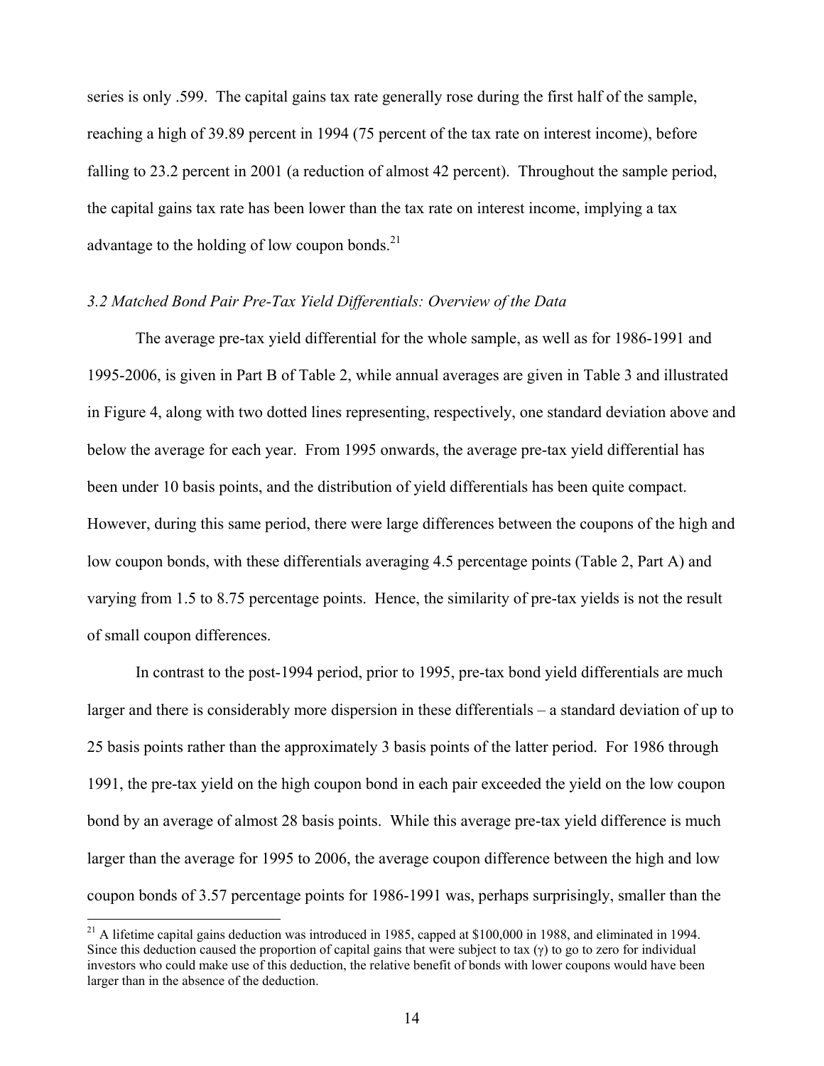series is only .599. The capital gains tax rate generally rose during the first half of the sample, reaching a high of 39.89 percent in 1994 (75 percent of the tax rate on interest income), before falling to 23.2 percent in 2001 (a reduction of almost 42 percent). Throughout the sample period, the capital gains tax rate has been lower than the tax rate on interest income, implying a tax advantage to the holding of low coupon bonds.[21]

### *3.2 Matched Bond Pair Pre-Tax Yield Differentials: Overview of the Data*

The average pre-tax yield differential for the whole sample, as well as for 1986-1991 and 1995-2006, is given in Part B of Table 2, while annual averages are given in Table 3 and illustrated in Figure 4, along with two dotted lines representing, respectively, one standard deviation above and below the average for each year. From 1995 onwards, the average pre-tax yield differential has been under 10 basis points, and the distribution of yield differentials has been quite compact. However, during this same period, there were large differences between the coupons of the high and low coupon bonds, with these differentials averaging 4.5 percentage points (Table 2, Part A) and varying from 1.5 to 8.75 percentage points. Hence, the similarity of pre-tax yields is not the result of small coupon differences.

In contrast to the post-1994 period, prior to 1995, pre-tax bond yield differentials are much larger and there is considerably more dispersion in these differentials – a standard deviation of up to 25 basis points rather than the approximately 3 basis points of the latter period. For 1986 through 1991, the pre-tax yield on the high coupon bond in each pair exceeded the yield on the low coupon bond by an average of almost 28 basis points. While this average pre-tax yield difference is much larger than the average for 1995 to 2006, the average coupon difference between the high and low coupon bonds of 3.57 percentage points for 1986-1991 was, perhaps surprisingly, smaller than the

[21] A lifetime capital gains deduction was introduced in 1985, capped at \$100,000 in 1988, and eliminated in 1994. Since this deduction caused the proportion of capital gains that were subject to tax ($\gamma$) to go to zero for individual investors who could make use of this deduction, the relative benefit of bonds with lower coupons would have been larger than in the absence of the deduction.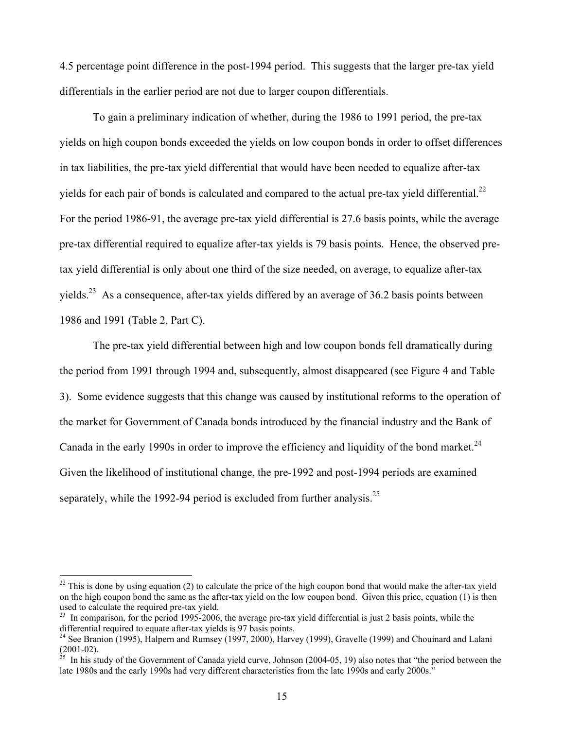4.5 percentage point difference in the post-1994 period. This suggests that the larger pre-tax yield differentials in the earlier period are not due to larger coupon differentials.

To gain a preliminary indication of whether, during the 1986 to 1991 period, the pre-tax yields on high coupon bonds exceeded the yields on low coupon bonds in order to offset differences in tax liabilities, the pre-tax yield differential that would have been needed to equalize after-tax yields for each pair of bonds is calculated and compared to the actual pre-tax yield differential.[22] For the period 1986-91, the average pre-tax yield differential is 27.6 basis points, while the average pre-tax differential required to equalize after-tax yields is 79 basis points. Hence, the observed pre-tax yield differential is only about one third of the size needed, on average, to equalize after-tax yields.[23] As a consequence, after-tax yields differed by an average of 36.2 basis points between 1986 and 1991 (Table 2, Part C).

The pre-tax yield differential between high and low coupon bonds fell dramatically during the period from 1991 through 1994 and, subsequently, almost disappeared (see Figure 4 and Table 3). Some evidence suggests that this change was caused by institutional reforms to the operation of the market for Government of Canada bonds introduced by the financial industry and the Bank of Canada in the early 1990s in order to improve the efficiency and liquidity of the bond market.[24] Given the likelihood of institutional change, the pre-1992 and post-1994 periods are examined separately, while the 1992-94 period is excluded from further analysis.[25]

---

[22] This is done by using equation (2) to calculate the price of the high coupon bond that would make the after-tax yield on the high coupon bond the same as the after-tax yield on the low coupon bond. Given this price, equation (1) is then used to calculate the required pre-tax yield.

[23] In comparison, for the period 1995-2006, the average pre-tax yield differential is just 2 basis points, while the differential required to equate after-tax yields is 97 basis points.

[24] See Branion (1995), Halpern and Rumsey (1997, 2000), Harvey (1999), Gravelle (1999) and Chouinard and Lalani (2001-02).

[25] In his study of the Government of Canada yield curve, Johnson (2004-05, 19) also notes that "the period between the late 1980s and the early 1990s had very different characteristics from the late 1990s and early 2000s."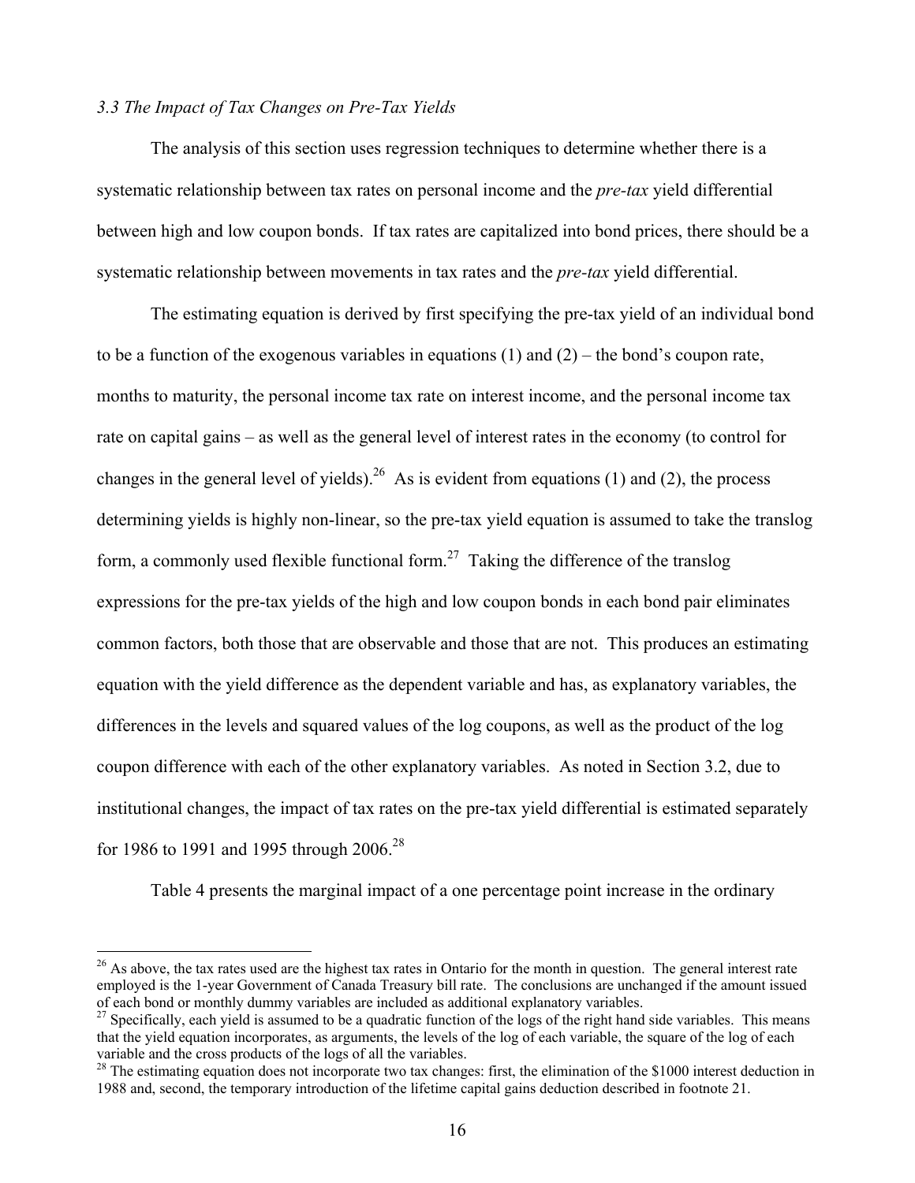### *3.3 The Impact of Tax Changes on Pre-Tax Yields*

The analysis of this section uses regression techniques to determine whether there is a systematic relationship between tax rates on personal income and the *pre-tax* yield differential between high and low coupon bonds. If tax rates are capitalized into bond prices, there should be a systematic relationship between movements in tax rates and the *pre-tax* yield differential.

The estimating equation is derived by first specifying the pre-tax yield of an individual bond to be a function of the exogenous variables in equations (1) and (2) – the bond's coupon rate, months to maturity, the personal income tax rate on interest income, and the personal income tax rate on capital gains – as well as the general level of interest rates in the economy (to control for changes in the general level of yields).[26] As is evident from equations (1) and (2), the process determining yields is highly non-linear, so the pre-tax yield equation is assumed to take the translog form, a commonly used flexible functional form.[27] Taking the difference of the translog expressions for the pre-tax yields of the high and low coupon bonds in each bond pair eliminates common factors, both those that are observable and those that are not. This produces an estimating equation with the yield difference as the dependent variable and has, as explanatory variables, the differences in the levels and squared values of the log coupons, as well as the product of the log coupon difference with each of the other explanatory variables. As noted in Section 3.2, due to institutional changes, the impact of tax rates on the pre-tax yield differential is estimated separately for 1986 to 1991 and 1995 through 2006.[28]

Table 4 presents the marginal impact of a one percentage point increase in the ordinary

---

[26] As above, the tax rates used are the highest tax rates in Ontario for the month in question. The general interest rate employed is the 1-year Government of Canada Treasury bill rate. The conclusions are unchanged if the amount issued of each bond or monthly dummy variables are included as additional explanatory variables.

[27] Specifically, each yield is assumed to be a quadratic function of the logs of the right hand side variables. This means that the yield equation incorporates, as arguments, the levels of the log of each variable, the square of the log of each variable and the cross products of the logs of all the variables.

[28] The estimating equation does not incorporate two tax changes: first, the elimination of the $1000 interest deduction in 1988 and, second, the temporary introduction of the lifetime capital gains deduction described in footnote 21.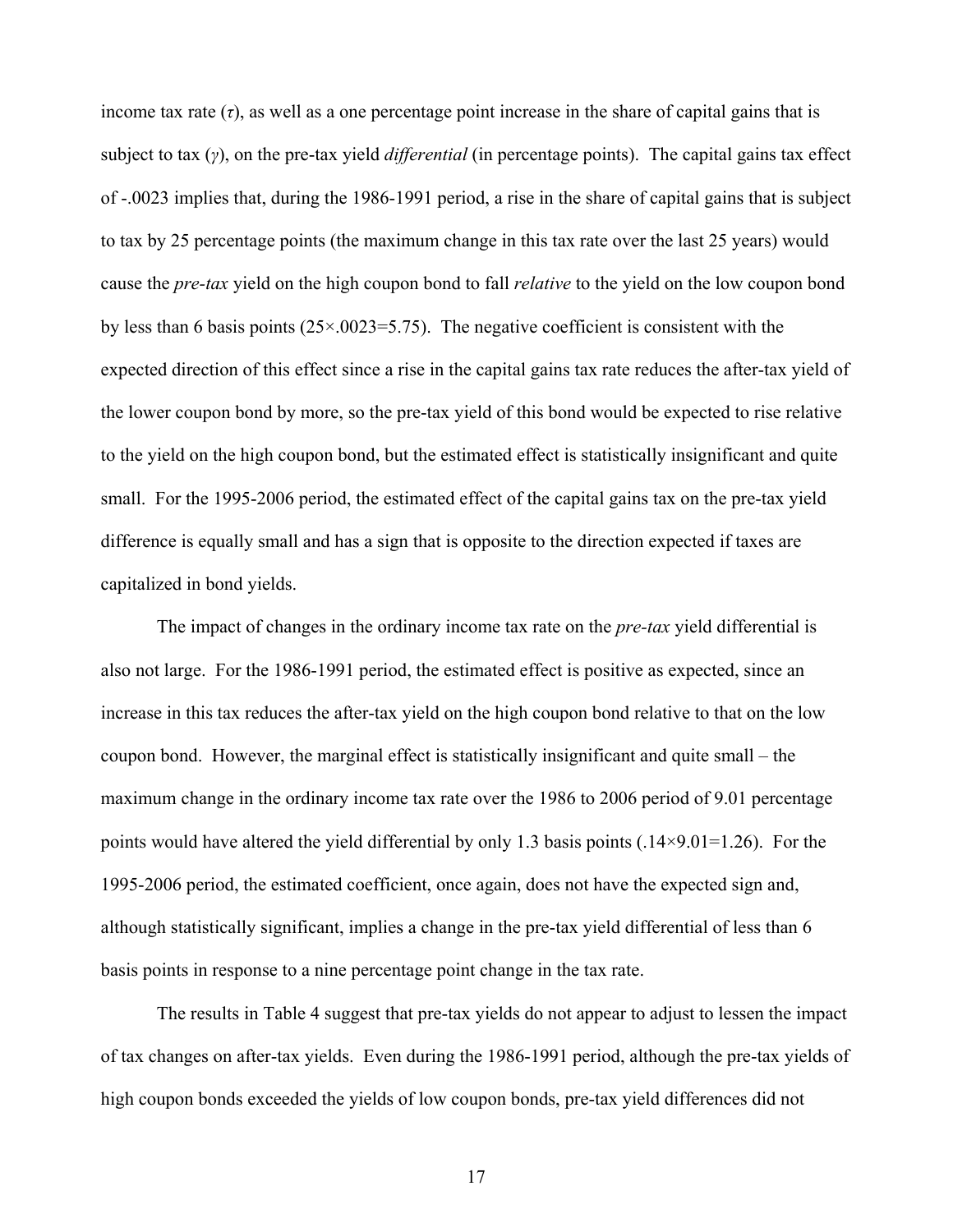income tax rate ($\tau$), as well as a one percentage point increase in the share of capital gains that is subject to tax ($\gamma$), on the pre-tax yield *differential* (in percentage points). The capital gains tax effect of -.0023 implies that, during the 1986-1991 period, a rise in the share of capital gains that is subject to tax by 25 percentage points (the maximum change in this tax rate over the last 25 years) would cause the *pre-tax* yield on the high coupon bond to fall *relative* to the yield on the low coupon bond by less than 6 basis points ($25\times.0023=5.75$). The negative coefficient is consistent with the expected direction of this effect since a rise in the capital gains tax rate reduces the after-tax yield of the lower coupon bond by more, so the pre-tax yield of this bond would be expected to rise relative to the yield on the high coupon bond, but the estimated effect is statistically insignificant and quite small. For the 1995-2006 period, the estimated effect of the capital gains tax on the pre-tax yield difference is equally small and has a sign that is opposite to the direction expected if taxes are capitalized in bond yields.

The impact of changes in the ordinary income tax rate on the *pre-tax* yield differential is also not large. For the 1986-1991 period, the estimated effect is positive as expected, since an increase in this tax reduces the after-tax yield on the high coupon bond relative to that on the low coupon bond. However, the marginal effect is statistically insignificant and quite small – the maximum change in the ordinary income tax rate over the 1986 to 2006 period of 9.01 percentage points would have altered the yield differential by only 1.3 basis points ($.14\times9.01=1.26$). For the 1995-2006 period, the estimated coefficient, once again, does not have the expected sign and, although statistically significant, implies a change in the pre-tax yield differential of less than 6 basis points in response to a nine percentage point change in the tax rate.

The results in Table 4 suggest that pre-tax yields do not appear to adjust to lessen the impact of tax changes on after-tax yields. Even during the 1986-1991 period, although the pre-tax yields of high coupon bonds exceeded the yields of low coupon bonds, pre-tax yield differences did not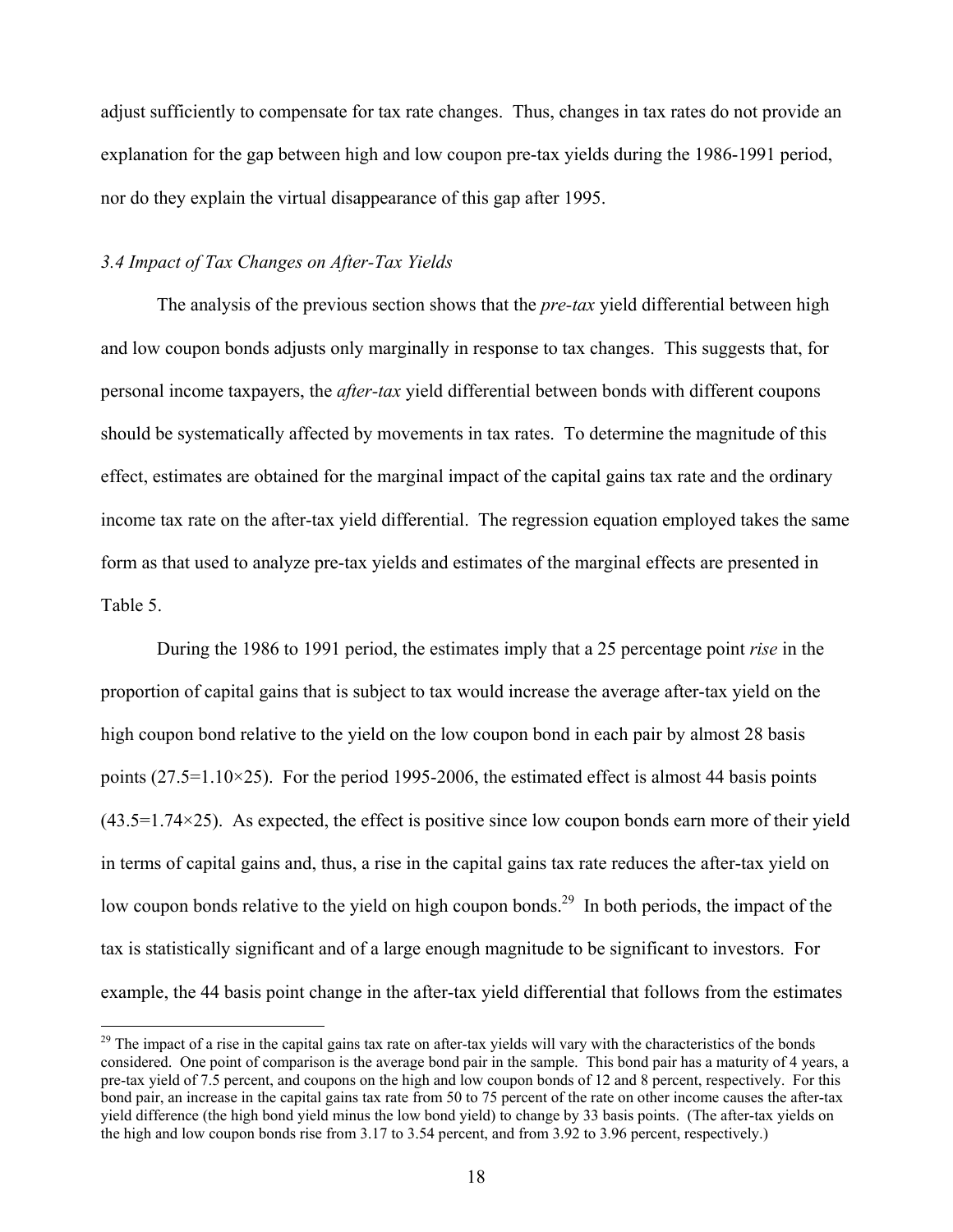adjust sufficiently to compensate for tax rate changes. Thus, changes in tax rates do not provide an explanation for the gap between high and low coupon pre-tax yields during the 1986-1991 period, nor do they explain the virtual disappearance of this gap after 1995.

### *3.4 Impact of Tax Changes on After-Tax Yields*

The analysis of the previous section shows that the *pre-tax* yield differential between high and low coupon bonds adjusts only marginally in response to tax changes. This suggests that, for personal income taxpayers, the *after-tax* yield differential between bonds with different coupons should be systematically affected by movements in tax rates. To determine the magnitude of this effect, estimates are obtained for the marginal impact of the capital gains tax rate and the ordinary income tax rate on the after-tax yield differential. The regression equation employed takes the same form as that used to analyze pre-tax yields and estimates of the marginal effects are presented in Table 5.

During the 1986 to 1991 period, the estimates imply that a 25 percentage point *rise* in the proportion of capital gains that is subject to tax would increase the average after-tax yield on the high coupon bond relative to the yield on the low coupon bond in each pair by almost 28 basis points ($27.5=1.10\times25$). For the period 1995-2006, the estimated effect is almost 44 basis points ($43.5=1.74\times25$). As expected, the effect is positive since low coupon bonds earn more of their yield in terms of capital gains and, thus, a rise in the capital gains tax rate reduces the after-tax yield on low coupon bonds relative to the yield on high coupon bonds.[29] In both periods, the impact of the tax is statistically significant and of a large enough magnitude to be significant to investors. For example, the 44 basis point change in the after-tax yield differential that follows from the estimates

[29] The impact of a rise in the capital gains tax rate on after-tax yields will vary with the characteristics of the bonds considered. One point of comparison is the average bond pair in the sample. This bond pair has a maturity of 4 years, a pre-tax yield of 7.5 percent, and coupons on the high and low coupon bonds of 12 and 8 percent, respectively. For this bond pair, an increase in the capital gains tax rate from 50 to 75 percent of the rate on other income causes the after-tax yield difference (the high bond yield minus the low bond yield) to change by 33 basis points. (The after-tax yields on the high and low coupon bonds rise from 3.17 to 3.54 percent, and from 3.92 to 3.96 percent, respectively.)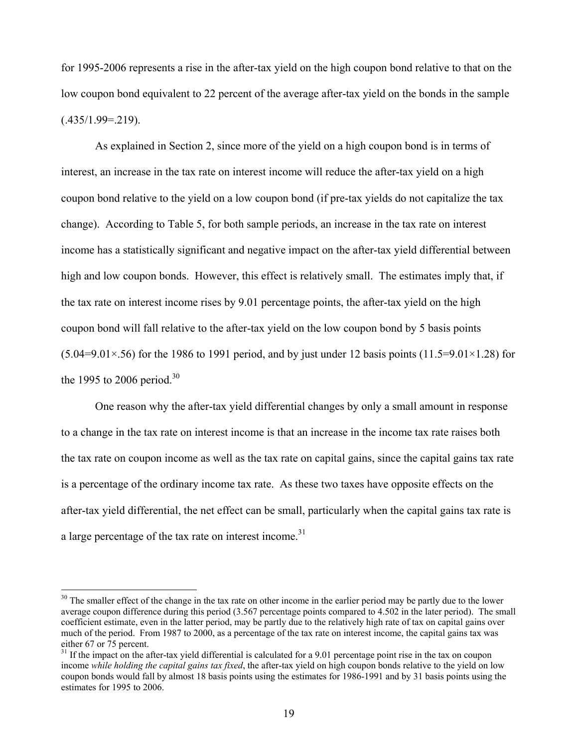for 1995-2006 represents a rise in the after-tax yield on the high coupon bond relative to that on the low coupon bond equivalent to 22 percent of the average after-tax yield on the bonds in the sample (.435/1.99=.219).

As explained in Section 2, since more of the yield on a high coupon bond is in terms of interest, an increase in the tax rate on interest income will reduce the after-tax yield on a high coupon bond relative to the yield on a low coupon bond (if pre-tax yields do not capitalize the tax change). According to Table 5, for both sample periods, an increase in the tax rate on interest income has a statistically significant and negative impact on the after-tax yield differential between high and low coupon bonds. However, this effect is relatively small. The estimates imply that, if the tax rate on interest income rises by 9.01 percentage points, the after-tax yield on the high coupon bond will fall relative to the after-tax yield on the low coupon bond by 5 basis points (5.04=9.01×.56) for the 1986 to 1991 period, and by just under 12 basis points (11.5=9.01×1.28) for the 1995 to 2006 period.[30]

One reason why the after-tax yield differential changes by only a small amount in response to a change in the tax rate on interest income is that an increase in the income tax rate raises both the tax rate on coupon income as well as the tax rate on capital gains, since the capital gains tax rate is a percentage of the ordinary income tax rate. As these two taxes have opposite effects on the after-tax yield differential, the net effect can be small, particularly when the capital gains tax rate is a large percentage of the tax rate on interest income.[31]

---

[30] The smaller effect of the change in the tax rate on other income in the earlier period may be partly due to the lower average coupon difference during this period (3.567 percentage points compared to 4.502 in the later period). The small coefficient estimate, even in the latter period, may be partly due to the relatively high rate of tax on capital gains over much of the period. From 1987 to 2000, as a percentage of the tax rate on interest income, the capital gains tax was either 67 or 75 percent.

[31] If the impact on the after-tax yield differential is calculated for a 9.01 percentage point rise in the tax on coupon income *while holding the capital gains tax fixed*, the after-tax yield on high coupon bonds relative to the yield on low coupon bonds would fall by almost 18 basis points using the estimates for 1986-1991 and by 31 basis points using the estimates for 1995 to 2006.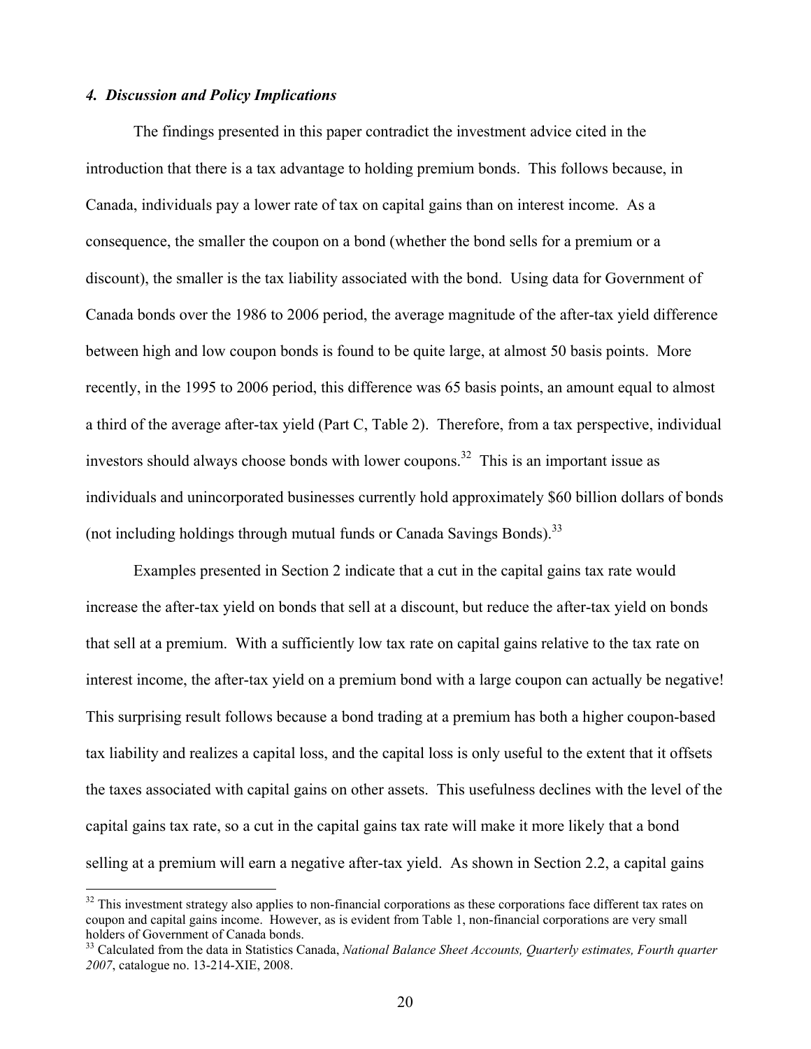### *4. Discussion and Policy Implications*

The findings presented in this paper contradict the investment advice cited in the introduction that there is a tax advantage to holding premium bonds. This follows because, in Canada, individuals pay a lower rate of tax on capital gains than on interest income. As a consequence, the smaller the coupon on a bond (whether the bond sells for a premium or a discount), the smaller is the tax liability associated with the bond. Using data for Government of Canada bonds over the 1986 to 2006 period, the average magnitude of the after-tax yield difference between high and low coupon bonds is found to be quite large, at almost 50 basis points. More recently, in the 1995 to 2006 period, this difference was 65 basis points, an amount equal to almost a third of the average after-tax yield (Part C, Table 2). Therefore, from a tax perspective, individual investors should always choose bonds with lower coupons.[32] This is an important issue as individuals and unincorporated businesses currently hold approximately $60 billion dollars of bonds (not including holdings through mutual funds or Canada Savings Bonds).[33]

Examples presented in Section 2 indicate that a cut in the capital gains tax rate would increase the after-tax yield on bonds that sell at a discount, but reduce the after-tax yield on bonds that sell at a premium. With a sufficiently low tax rate on capital gains relative to the tax rate on interest income, the after-tax yield on a premium bond with a large coupon can actually be negative! This surprising result follows because a bond trading at a premium has both a higher coupon-based tax liability and realizes a capital loss, and the capital loss is only useful to the extent that it offsets the taxes associated with capital gains on other assets. This usefulness declines with the level of the capital gains tax rate, so a cut in the capital gains tax rate will make it more likely that a bond selling at a premium will earn a negative after-tax yield. As shown in Section 2.2, a capital gains

[32] This investment strategy also applies to non-financial corporations as these corporations face different tax rates on coupon and capital gains income. However, as is evident from Table 1, non-financial corporations are very small holders of Government of Canada bonds.

[33] Calculated from the data in Statistics Canada, *National Balance Sheet Accounts, Quarterly estimates, Fourth quarter 2007*, catalogue no. 13-214-XIE, 2008.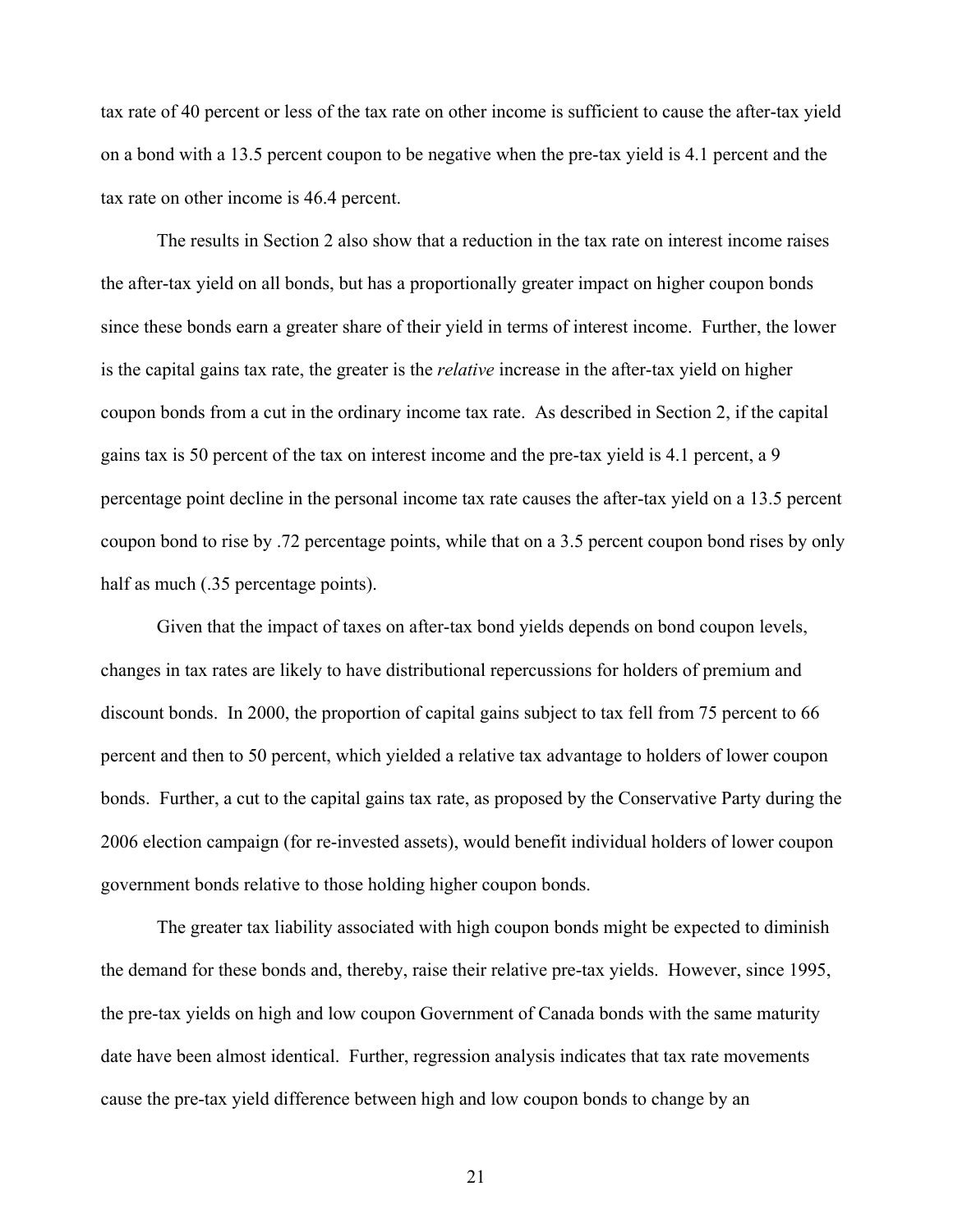tax rate of 40 percent or less of the tax rate on other income is sufficient to cause the after-tax yield on a bond with a 13.5 percent coupon to be negative when the pre-tax yield is 4.1 percent and the tax rate on other income is 46.4 percent.

The results in Section 2 also show that a reduction in the tax rate on interest income raises the after-tax yield on all bonds, but has a proportionally greater impact on higher coupon bonds since these bonds earn a greater share of their yield in terms of interest income. Further, the lower is the capital gains tax rate, the greater is the *relative* increase in the after-tax yield on higher coupon bonds from a cut in the ordinary income tax rate. As described in Section 2, if the capital gains tax is 50 percent of the tax on interest income and the pre-tax yield is 4.1 percent, a 9 percentage point decline in the personal income tax rate causes the after-tax yield on a 13.5 percent coupon bond to rise by .72 percentage points, while that on a 3.5 percent coupon bond rises by only half as much (.35 percentage points).

Given that the impact of taxes on after-tax bond yields depends on bond coupon levels, changes in tax rates are likely to have distributional repercussions for holders of premium and discount bonds. In 2000, the proportion of capital gains subject to tax fell from 75 percent to 66 percent and then to 50 percent, which yielded a relative tax advantage to holders of lower coupon bonds. Further, a cut to the capital gains tax rate, as proposed by the Conservative Party during the 2006 election campaign (for re-invested assets), would benefit individual holders of lower coupon government bonds relative to those holding higher coupon bonds.

The greater tax liability associated with high coupon bonds might be expected to diminish the demand for these bonds and, thereby, raise their relative pre-tax yields. However, since 1995, the pre-tax yields on high and low coupon Government of Canada bonds with the same maturity date have been almost identical. Further, regression analysis indicates that tax rate movements cause the pre-tax yield difference between high and low coupon bonds to change by an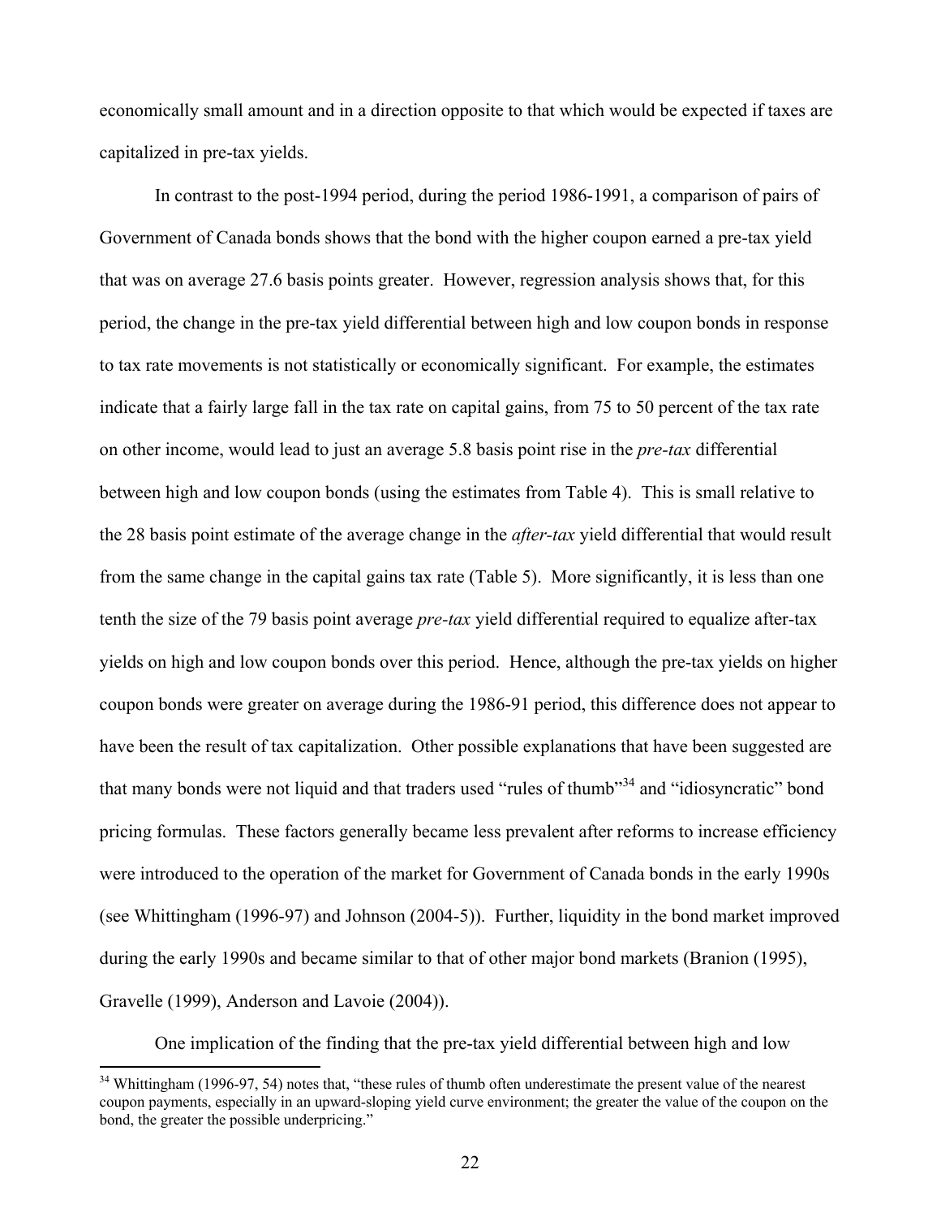economically small amount and in a direction opposite to that which would be expected if taxes are capitalized in pre-tax yields.

In contrast to the post-1994 period, during the period 1986-1991, a comparison of pairs of Government of Canada bonds shows that the bond with the higher coupon earned a pre-tax yield that was on average 27.6 basis points greater. However, regression analysis shows that, for this period, the change in the pre-tax yield differential between high and low coupon bonds in response to tax rate movements is not statistically or economically significant. For example, the estimates indicate that a fairly large fall in the tax rate on capital gains, from 75 to 50 percent of the tax rate on other income, would lead to just an average 5.8 basis point rise in the *pre-tax* differential between high and low coupon bonds (using the estimates from Table 4). This is small relative to the 28 basis point estimate of the average change in the *after-tax* yield differential that would result from the same change in the capital gains tax rate (Table 5). More significantly, it is less than one tenth the size of the 79 basis point average *pre-tax* yield differential required to equalize after-tax yields on high and low coupon bonds over this period. Hence, although the pre-tax yields on higher coupon bonds were greater on average during the 1986-91 period, this difference does not appear to have been the result of tax capitalization. Other possible explanations that have been suggested are that many bonds were not liquid and that traders used "rules of thumb"[34] and "idiosyncratic" bond pricing formulas. These factors generally became less prevalent after reforms to increase efficiency were introduced to the operation of the market for Government of Canada bonds in the early 1990s (see Whittingham (1996-97) and Johnson (2004-5)). Further, liquidity in the bond market improved during the early 1990s and became similar to that of other major bond markets (Branion (1995), Gravelle (1999), Anderson and Lavoie (2004)).

One implication of the finding that the pre-tax yield differential between high and low

[34] Whittingham (1996-97, 54) notes that, "these rules of thumb often underestimate the present value of the nearest coupon payments, especially in an upward-sloping yield curve environment; the greater the value of the coupon on the bond, the greater the possible underpricing."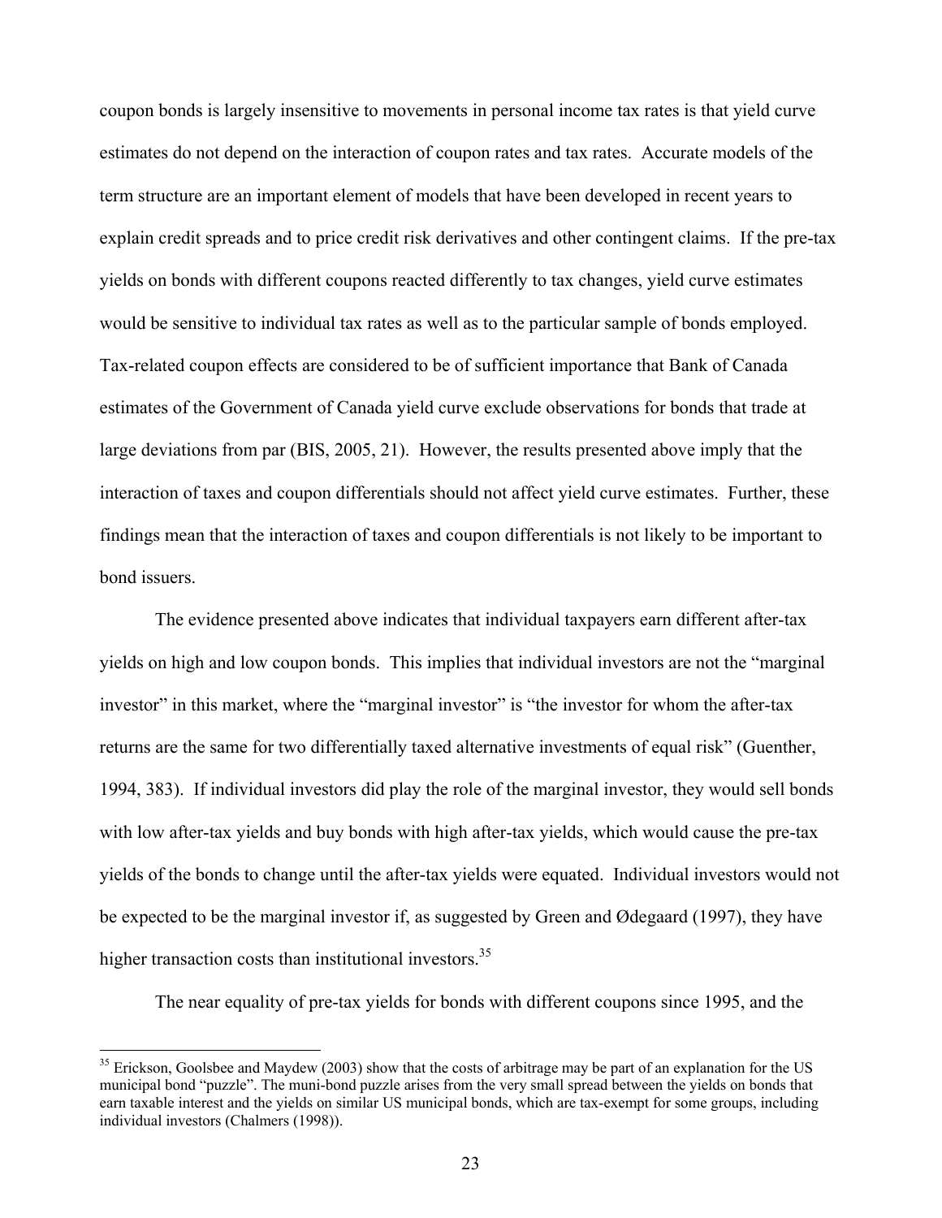coupon bonds is largely insensitive to movements in personal income tax rates is that yield curve estimates do not depend on the interaction of coupon rates and tax rates. Accurate models of the term structure are an important element of models that have been developed in recent years to explain credit spreads and to price credit risk derivatives and other contingent claims. If the pre-tax yields on bonds with different coupons reacted differently to tax changes, yield curve estimates would be sensitive to individual tax rates as well as to the particular sample of bonds employed. Tax-related coupon effects are considered to be of sufficient importance that Bank of Canada estimates of the Government of Canada yield curve exclude observations for bonds that trade at large deviations from par (BIS, 2005, 21). However, the results presented above imply that the interaction of taxes and coupon differentials should not affect yield curve estimates. Further, these findings mean that the interaction of taxes and coupon differentials is not likely to be important to bond issuers.

The evidence presented above indicates that individual taxpayers earn different after-tax yields on high and low coupon bonds. This implies that individual investors are not the "marginal investor" in this market, where the "marginal investor" is "the investor for whom the after-tax returns are the same for two differentially taxed alternative investments of equal risk" (Guenther, 1994, 383). If individual investors did play the role of the marginal investor, they would sell bonds with low after-tax yields and buy bonds with high after-tax yields, which would cause the pre-tax yields of the bonds to change until the after-tax yields were equated. Individual investors would not be expected to be the marginal investor if, as suggested by Green and Ødegaard (1997), they have higher transaction costs than institutional investors.[35]

The near equality of pre-tax yields for bonds with different coupons since 1995, and the

[35] Erickson, Goolsbee and Maydew (2003) show that the costs of arbitrage may be part of an explanation for the US municipal bond "puzzle". The muni-bond puzzle arises from the very small spread between the yields on bonds that earn taxable interest and the yields on similar US municipal bonds, which are tax-exempt for some groups, including individual investors (Chalmers (1998)).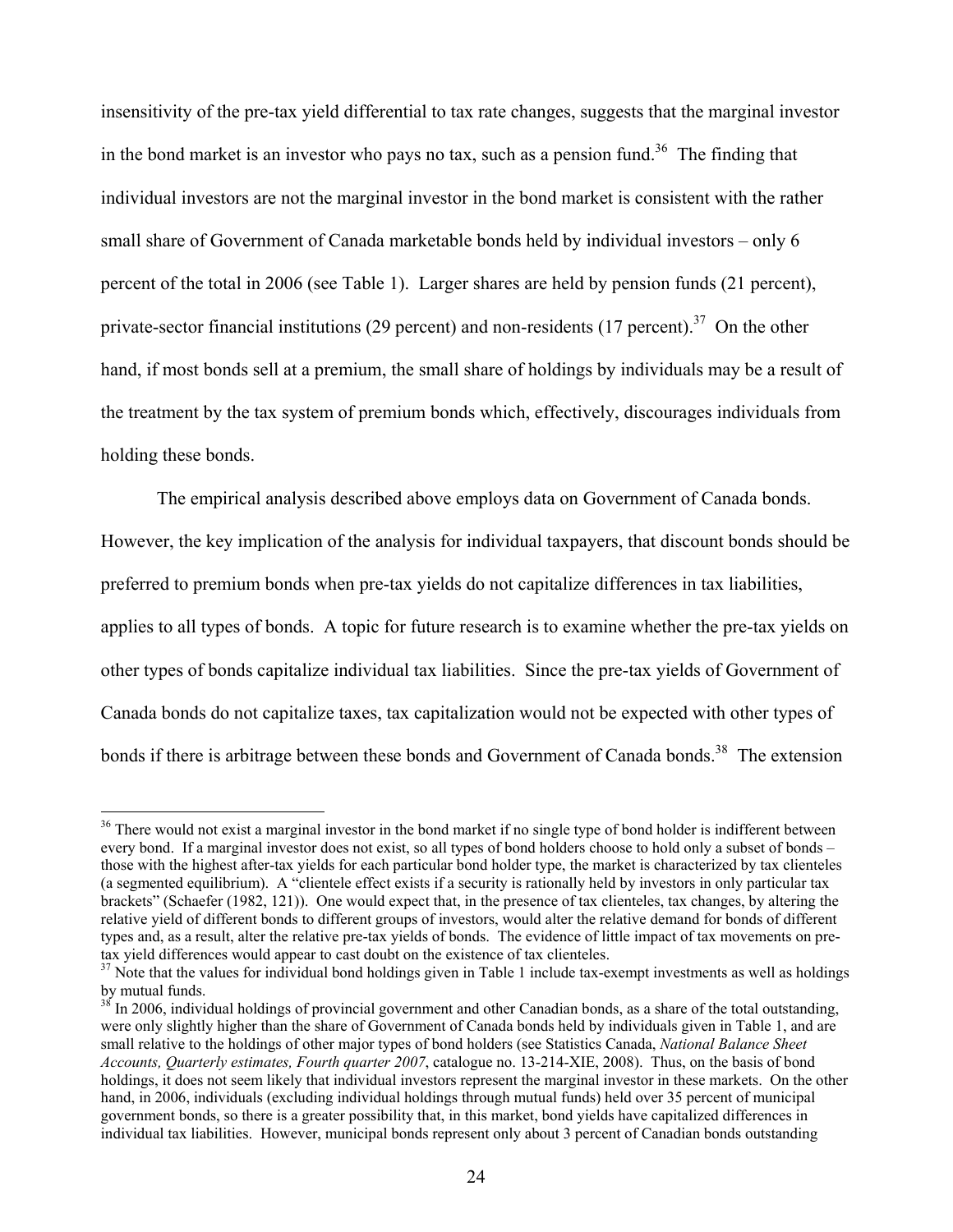insensitivity of the pre-tax yield differential to tax rate changes, suggests that the marginal investor in the bond market is an investor who pays no tax, such as a pension fund.[36] The finding that individual investors are not the marginal investor in the bond market is consistent with the rather small share of Government of Canada marketable bonds held by individual investors – only 6 percent of the total in 2006 (see Table 1). Larger shares are held by pension funds (21 percent), private-sector financial institutions (29 percent) and non-residents (17 percent).[37] On the other hand, if most bonds sell at a premium, the small share of holdings by individuals may be a result of the treatment by the tax system of premium bonds which, effectively, discourages individuals from holding these bonds.

The empirical analysis described above employs data on Government of Canada bonds. However, the key implication of the analysis for individual taxpayers, that discount bonds should be preferred to premium bonds when pre-tax yields do not capitalize differences in tax liabilities, applies to all types of bonds. A topic for future research is to examine whether the pre-tax yields on other types of bonds capitalize individual tax liabilities. Since the pre-tax yields of Government of Canada bonds do not capitalize taxes, tax capitalization would not be expected with other types of bonds if there is arbitrage between these bonds and Government of Canada bonds.[38] The extension

---

[36] There would not exist a marginal investor in the bond market if no single type of bond holder is indifferent between every bond. If a marginal investor does not exist, so all types of bond holders choose to hold only a subset of bonds – those with the highest after-tax yields for each particular bond holder type, the market is characterized by tax clienteles (a segmented equilibrium). A "clientele effect exists if a security is rationally held by investors in only particular tax brackets" (Schaefer (1982, 121)). One would expect that, in the presence of tax clienteles, tax changes, by altering the relative yield of different bonds to different groups of investors, would alter the relative demand for bonds of different types and, as a result, alter the relative pre-tax yields of bonds. The evidence of little impact of tax movements on pre-tax yield differences would appear to cast doubt on the existence of tax clienteles.

[37] Note that the values for individual bond holdings given in Table 1 include tax-exempt investments as well as holdings by mutual funds.

[38] In 2006, individual holdings of provincial government and other Canadian bonds, as a share of the total outstanding, were only slightly higher than the share of Government of Canada bonds held by individuals given in Table 1, and are small relative to the holdings of other major types of bond holders (see Statistics Canada, *National Balance Sheet Accounts, Quarterly estimates, Fourth quarter 2007*, catalogue no. 13-214-XIE, 2008). Thus, on the basis of bond holdings, it does not seem likely that individual investors represent the marginal investor in these markets. On the other hand, in 2006, individuals (excluding individual holdings through mutual funds) held over 35 percent of municipal government bonds, so there is a greater possibility that, in this market, bond yields have capitalized differences in individual tax liabilities. However, municipal bonds represent only about 3 percent of Canadian bonds outstanding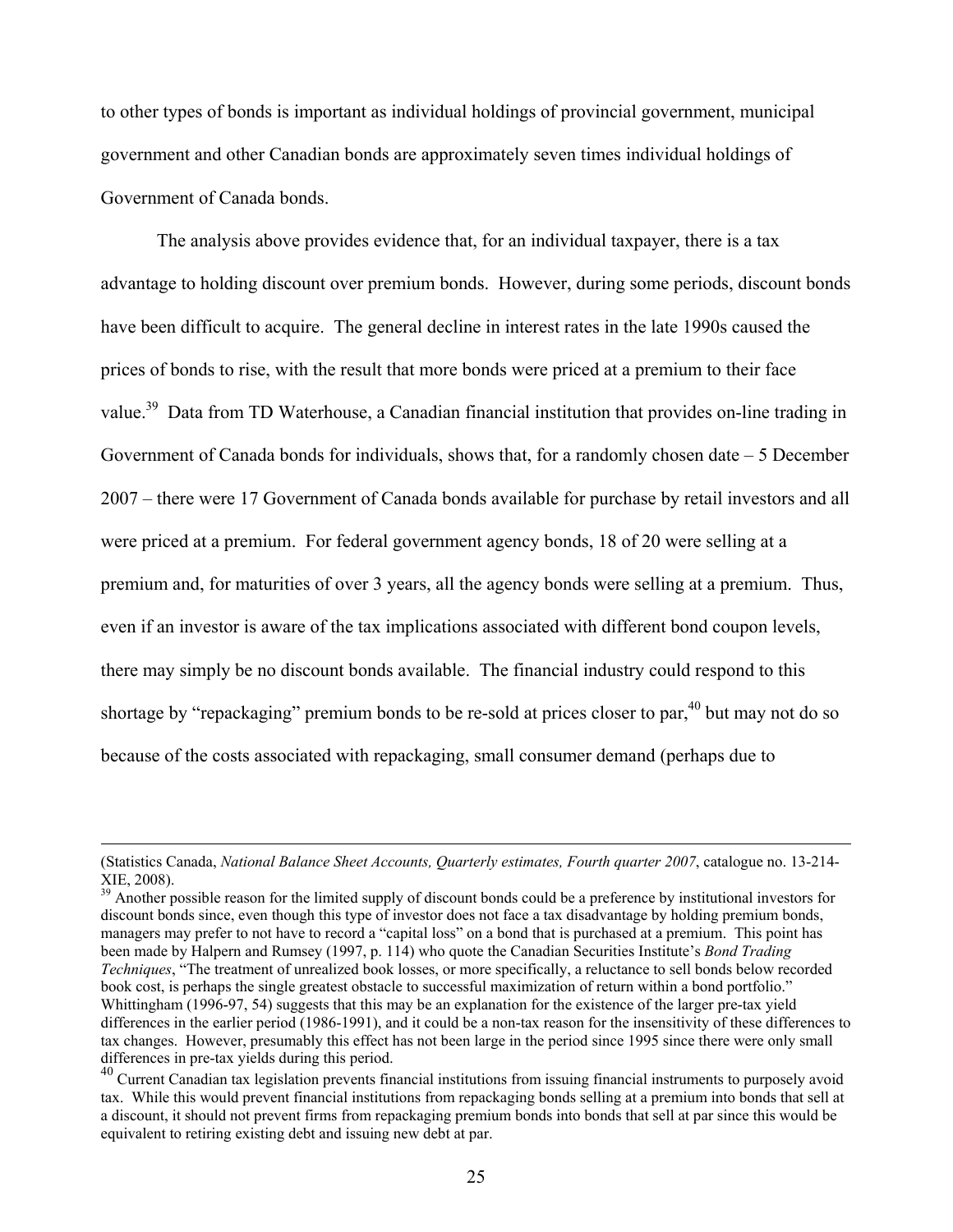to other types of bonds is important as individual holdings of provincial government, municipal government and other Canadian bonds are approximately seven times individual holdings of Government of Canada bonds.

The analysis above provides evidence that, for an individual taxpayer, there is a tax advantage to holding discount over premium bonds. However, during some periods, discount bonds have been difficult to acquire. The general decline in interest rates in the late 1990s caused the prices of bonds to rise, with the result that more bonds were priced at a premium to their face value.[39] Data from TD Waterhouse, a Canadian financial institution that provides on-line trading in Government of Canada bonds for individuals, shows that, for a randomly chosen date – 5 December 2007 – there were 17 Government of Canada bonds available for purchase by retail investors and all were priced at a premium. For federal government agency bonds, 18 of 20 were selling at a premium and, for maturities of over 3 years, all the agency bonds were selling at a premium. Thus, even if an investor is aware of the tax implications associated with different bond coupon levels, there may simply be no discount bonds available. The financial industry could respond to this shortage by "repackaging" premium bonds to be re-sold at prices closer to par,[40] but may not do so because of the costs associated with repackaging, small consumer demand (perhaps due to

---

(Statistics Canada, *National Balance Sheet Accounts, Quarterly estimates, Fourth quarter 2007*, catalogue no. 13-214-XIE, 2008).

[39] Another possible reason for the limited supply of discount bonds could be a preference by institutional investors for discount bonds since, even though this type of investor does not face a tax disadvantage by holding premium bonds, managers may prefer to not have to record a "capital loss" on a bond that is purchased at a premium. This point has been made by Halpern and Rumsey (1997, p. 114) who quote the Canadian Securities Institute's *Bond Trading Techniques*, "The treatment of unrealized book losses, or more specifically, a reluctance to sell bonds below recorded book cost, is perhaps the single greatest obstacle to successful maximization of return within a bond portfolio." Whittingham (1996-97, 54) suggests that this may be an explanation for the existence of the larger pre-tax yield differences in the earlier period (1986-1991), and it could be a non-tax reason for the insensitivity of these differences to tax changes. However, presumably this effect has not been large in the period since 1995 since there were only small differences in pre-tax yields during this period.

[40] Current Canadian tax legislation prevents financial institutions from issuing financial instruments to purposely avoid tax. While this would prevent financial institutions from repackaging bonds selling at a premium into bonds that sell at a discount, it should not prevent firms from repackaging premium bonds into bonds that sell at par since this would be equivalent to retiring existing debt and issuing new debt at par.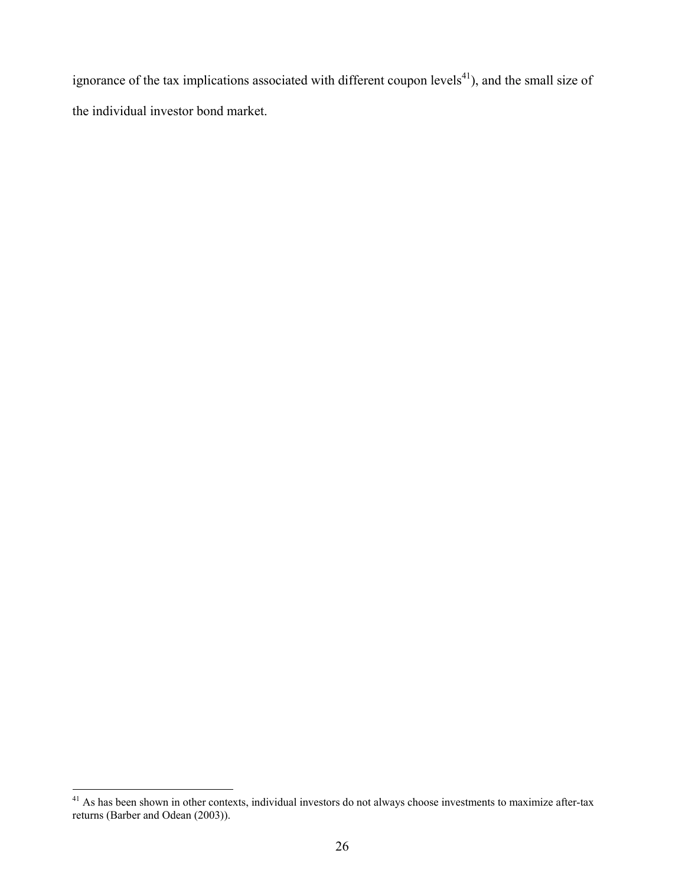ignorance of the tax implications associated with different coupon levels[41]), and the small size of the individual investor bond market.

[41] As has been shown in other contexts, individual investors do not always choose investments to maximize after-tax returns (Barber and Odean (2003)).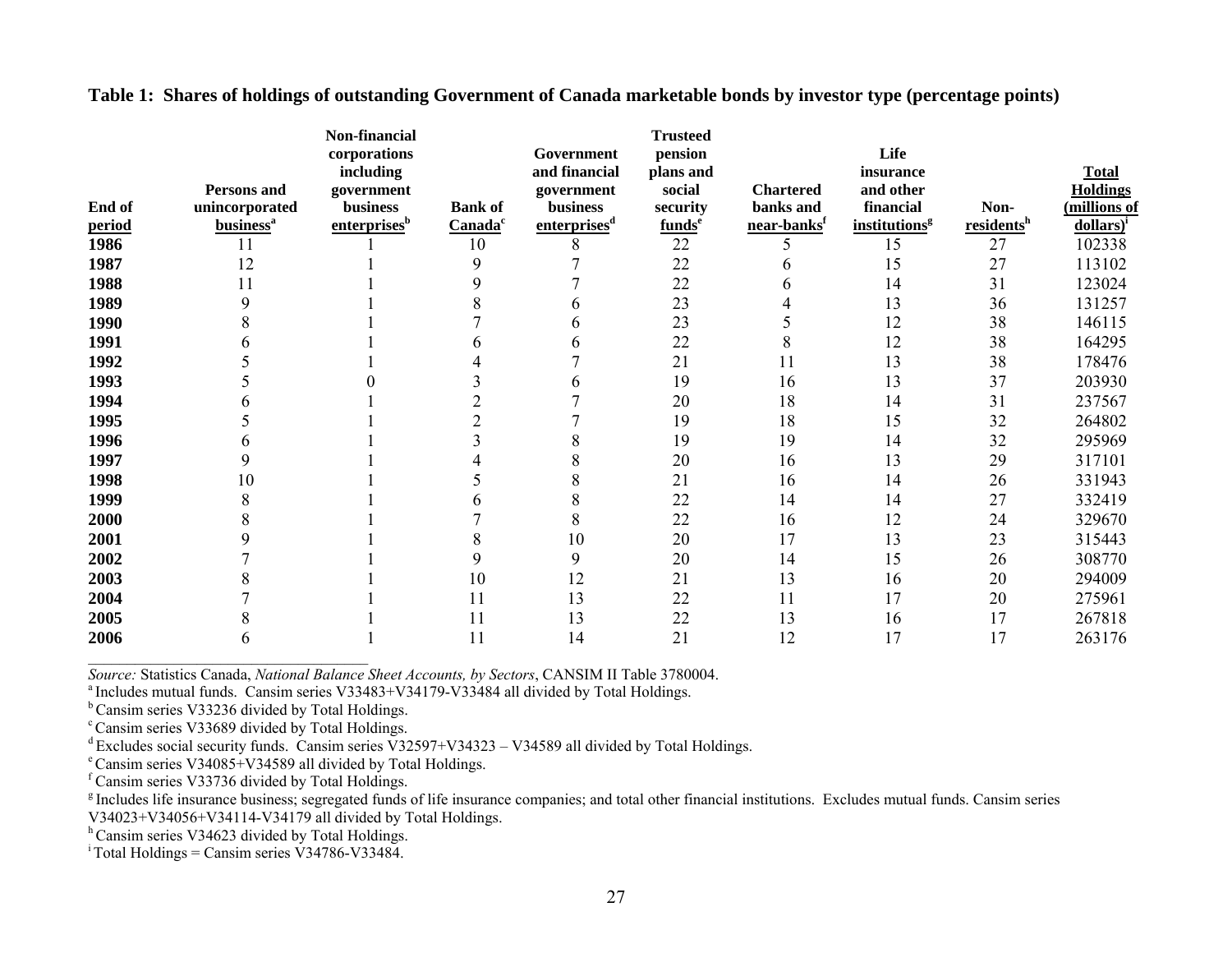**Table 1: Shares of holdings of outstanding Government of Canada marketable bonds by investor type (percentage points)**

| End of period | Persons and unincorporated business[a] | Non-financial corporations including government business enterprises[b] | Bank of Canada[c] | Government and financial government business enterprises[d] | Trusteed pension plans and social security funds[e] | Chartered banks and near-banks[f] | Life insurance and other financial institutions[g] | Non-residents[h] | Total Holdings (millions of dollars)[i] |
|---|---|---|---|---|---|---|---|---|---|
| **1986** | 11 | 1 | 10 | 8 | 22 | 5 | 15 | 27 | 102338 |
| **1987** | 12 | 1 | 9 | 7 | 22 | 6 | 15 | 27 | 113102 |
| **1988** | 11 | 1 | 9 | 7 | 22 | 6 | 14 | 31 | 123024 |
| **1989** | 9 | 1 | 8 | 6 | 23 | 4 | 13 | 36 | 131257 |
| **1990** | 8 | 1 | 7 | 6 | 23 | 5 | 12 | 38 | 146115 |
| **1991** | 6 | 1 | 6 | 6 | 22 | 8 | 12 | 38 | 164295 |
| **1992** | 5 | 1 | 4 | 7 | 21 | 11 | 13 | 38 | 178476 |
| **1993** | 5 | 0 | 3 | 6 | 19 | 16 | 13 | 37 | 203930 |
| **1994** | 6 | 1 | 2 | 7 | 20 | 18 | 14 | 31 | 237567 |
| **1995** | 5 | 1 | 2 | 7 | 19 | 18 | 15 | 32 | 264802 |
| **1996** | 6 | 1 | 3 | 8 | 19 | 19 | 14 | 32 | 295969 |
| **1997** | 9 | 1 | 4 | 8 | 20 | 16 | 13 | 29 | 317101 |
| **1998** | 10 | 1 | 5 | 8 | 21 | 16 | 14 | 26 | 331943 |
| **1999** | 8 | 1 | 6 | 8 | 22 | 14 | 14 | 27 | 332419 |
| **2000** | 8 | 1 | 7 | 8 | 22 | 16 | 12 | 24 | 329670 |
| **2001** | 9 | 1 | 8 | 10 | 20 | 17 | 13 | 23 | 315443 |
| **2002** | 7 | 1 | 9 | 9 | 20 | 14 | 15 | 26 | 308770 |
| **2003** | 8 | 1 | 10 | 12 | 21 | 13 | 16 | 20 | 294009 |
| **2004** | 7 | 1 | 11 | 13 | 22 | 11 | 17 | 20 | 275961 |
| **2005** | 8 | 1 | 11 | 13 | 22 | 13 | 16 | 17 | 267818 |
| **2006** | 6 | 1 | 11 | 14 | 21 | 12 | 17 | 17 | 263176 |

*Source:* Statistics Canada, *National Balance Sheet Accounts, by Sectors*, CANSIM II Table 3780004.

[a] Includes mutual funds. Cansim series V33483+V34179-V33484 all divided by Total Holdings.

[b] Cansim series V33236 divided by Total Holdings.

[c] Cansim series V33689 divided by Total Holdings.

[d] Excludes social security funds. Cansim series V32597+V34323 – V34589 all divided by Total Holdings.

[e] Cansim series V34085+V34589 all divided by Total Holdings.

[f] Cansim series V33736 divided by Total Holdings.

[g] Includes life insurance business; segregated funds of life insurance companies; and total other financial institutions. Excludes mutual funds. Cansim series V34023+V34056+V34114-V34179 all divided by Total Holdings.

[h] Cansim series V34623 divided by Total Holdings.

[i] Total Holdings = Cansim series V34786-V33484.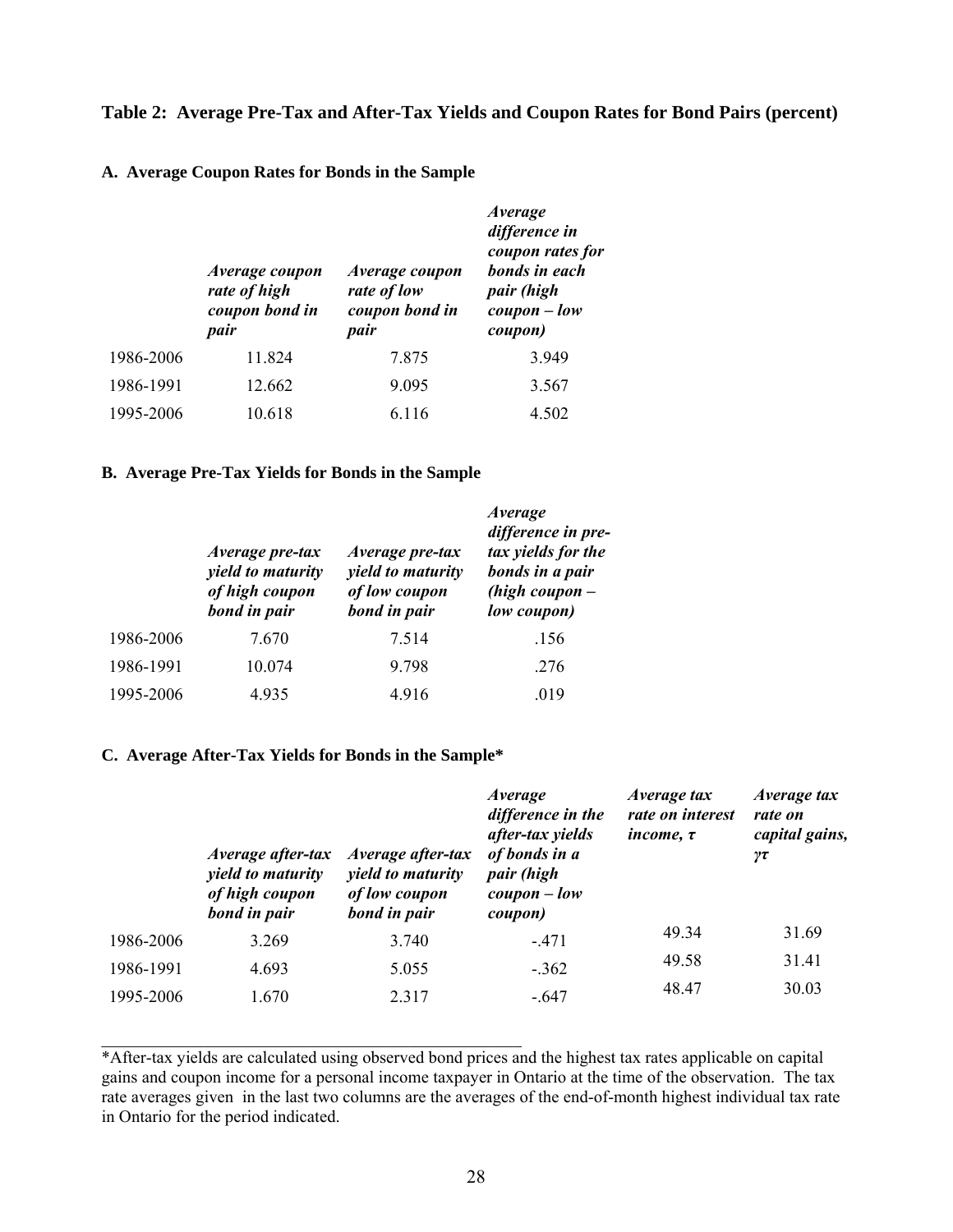### Table 2: Average Pre-Tax and After-Tax Yields and Coupon Rates for Bond Pairs (percent)

#### A. Average Coupon Rates for Bonds in the Sample

| | *Average coupon rate of high coupon bond in pair* | *Average coupon rate of low coupon bond in pair* | *Average difference in coupon rates for bonds in each pair (high coupon – low coupon)* |
|---|---|---|---|
| 1986-2006 | 11.824 | 7.875 | 3.949 |
| 1986-1991 | 12.662 | 9.095 | 3.567 |
| 1995-2006 | 10.618 | 6.116 | 4.502 |

#### B. Average Pre-Tax Yields for Bonds in the Sample

| | *Average pre-tax yield to maturity of high coupon bond in pair* | *Average pre-tax yield to maturity of low coupon bond in pair* | *Average difference in pre-tax yields for the bonds in a pair (high coupon – low coupon)* |
|---|---|---|---|
| 1986-2006 | 7.670 | 7.514 | .156 |
| 1986-1991 | 10.074 | 9.798 | .276 |
| 1995-2006 | 4.935 | 4.916 | .019 |

#### C. Average After-Tax Yields for Bonds in the Sample*

| | *Average after-tax yield to maturity of high coupon bond in pair* | *Average after-tax yield to maturity of low coupon bond in pair* | *Average difference in the after-tax yields of bonds in a pair (high coupon – low coupon)* | *Average tax rate on interest income, $\tau$* | *Average tax rate on capital gains, $\gamma\tau$* |
|---|---|---|---|---|---|
| 1986-2006 | 3.269 | 3.740 | -.471 | 49.34 | 31.69 |
| 1986-1991 | 4.693 | 5.055 | -.362 | 49.58 | 31.41 |
| 1995-2006 | 1.670 | 2.317 | -.647 | 48.47 | 30.03 |

*After-tax yields are calculated using observed bond prices and the highest tax rates applicable on capital gains and coupon income for a personal income taxpayer in Ontario at the time of the observation. The tax rate averages given in the last two columns are the averages of the end-of-month highest individual tax rate in Ontario for the period indicated.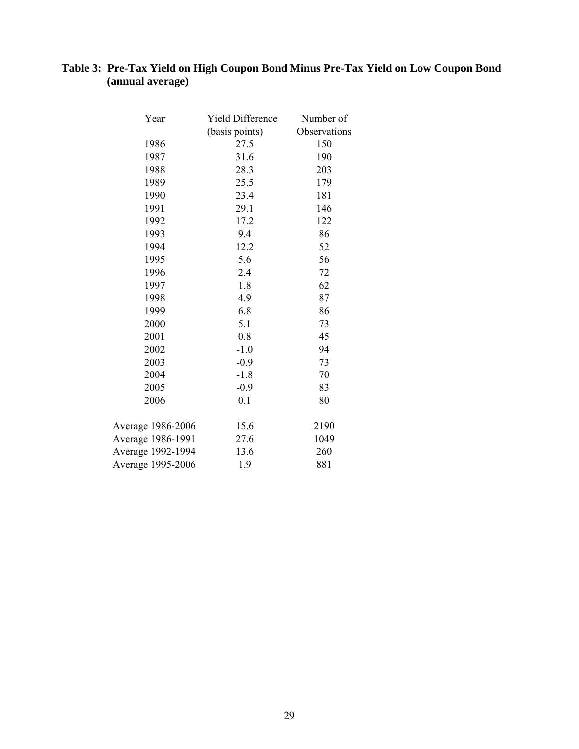**Table 3: Pre-Tax Yield on High Coupon Bond Minus Pre-Tax Yield on Low Coupon Bond (annual average)**

| Year | Yield Difference (basis points) | Number of Observations |
|---|---|---|
| 1986 | 27.5 | 150 |
| 1987 | 31.6 | 190 |
| 1988 | 28.3 | 203 |
| 1989 | 25.5 | 179 |
| 1990 | 23.4 | 181 |
| 1991 | 29.1 | 146 |
| 1992 | 17.2 | 122 |
| 1993 | 9.4 | 86 |
| 1994 | 12.2 | 52 |
| 1995 | 5.6 | 56 |
| 1996 | 2.4 | 72 |
| 1997 | 1.8 | 62 |
| 1998 | 4.9 | 87 |
| 1999 | 6.8 | 86 |
| 2000 | 5.1 | 73 |
| 2001 | 0.8 | 45 |
| 2002 | -1.0 | 94 |
| 2003 | -0.9 | 73 |
| 2004 | -1.8 | 70 |
| 2005 | -0.9 | 83 |
| 2006 | 0.1 | 80 |
| | | |
| Average 1986-2006 | 15.6 | 2190 |
| Average 1986-1991 | 27.6 | 1049 |
| Average 1992-1994 | 13.6 | 260 |
| Average 1995-2006 | 1.9 | 881 |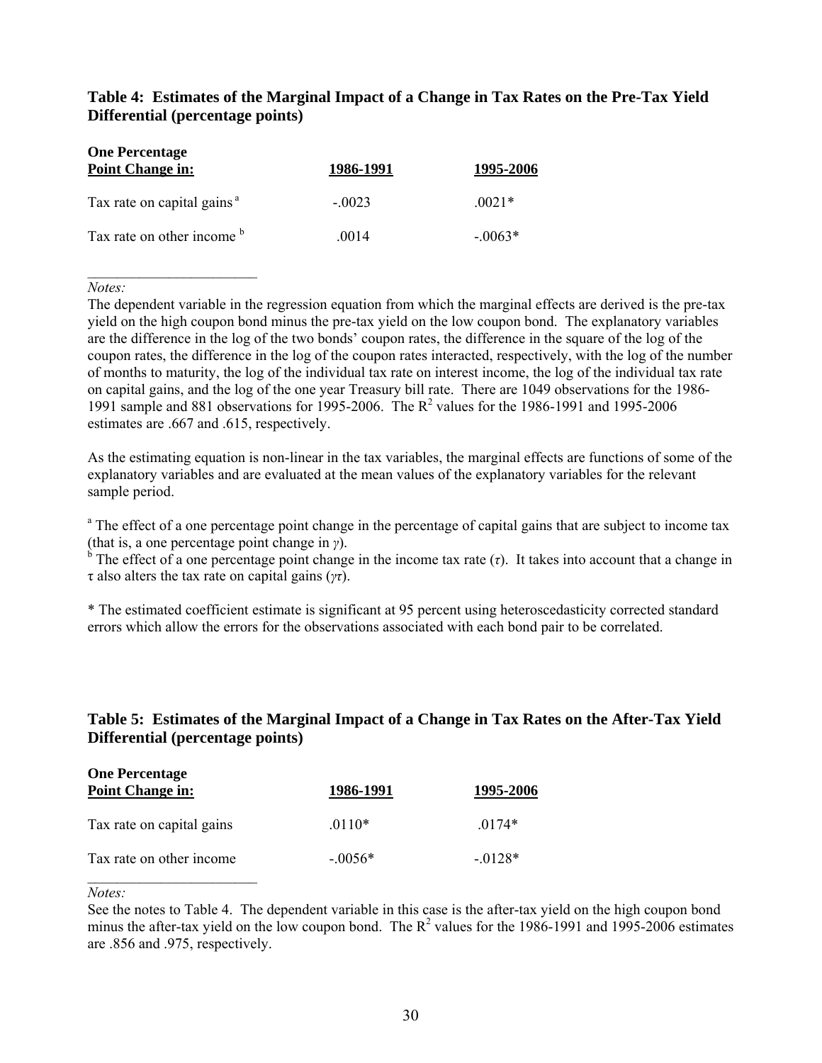### Table 4: Estimates of the Marginal Impact of a Change in Tax Rates on the Pre-Tax Yield Differential (percentage points)

| One Percentage Point Change in: | 1986-1991 | 1995-2006 |
|---|---|---|
| Tax rate on capital gains [a] | -.0023 | .0021* |
| Tax rate on other income [b] | .0014 | -.0063* |

*Notes:*

The dependent variable in the regression equation from which the marginal effects are derived is the pre-tax yield on the high coupon bond minus the pre-tax yield on the low coupon bond. The explanatory variables are the difference in the log of the two bonds' coupon rates, the difference in the square of the log of the coupon rates, the difference in the log of the coupon rates interacted, respectively, with the log of the number of months to maturity, the log of the individual tax rate on interest income, the log of the individual tax rate on capital gains, and the log of the one year Treasury bill rate. There are 1049 observations for the 1986-1991 sample and 881 observations for 1995-2006. The $R^2$ values for the 1986-1991 and 1995-2006 estimates are .667 and .615, respectively.

As the estimating equation is non-linear in the tax variables, the marginal effects are functions of some of the explanatory variables and are evaluated at the mean values of the explanatory variables for the relevant sample period.

[a] The effect of a one percentage point change in the percentage of capital gains that are subject to income tax (that is, a one percentage point change in $\gamma$).
[b] The effect of a one percentage point change in the income tax rate ($\tau$). It takes into account that a change in $\tau$ also alters the tax rate on capital gains ($\gamma\tau$).

* The estimated coefficient estimate is significant at 95 percent using heteroscedasticity corrected standard errors which allow the errors for the observations associated with each bond pair to be correlated.

### Table 5: Estimates of the Marginal Impact of a Change in Tax Rates on the After-Tax Yield Differential (percentage points)

| One Percentage Point Change in: | 1986-1991 | 1995-2006 |
|---|---|---|
| Tax rate on capital gains | .0110* | .0174* |
| Tax rate on other income | -.0056* | -.0128* |

*Notes:*

See the notes to Table 4. The dependent variable in this case is the after-tax yield on the high coupon bond minus the after-tax yield on the low coupon bond. The $R^2$ values for the 1986-1991 and 1995-2006 estimates are .856 and .975, respectively.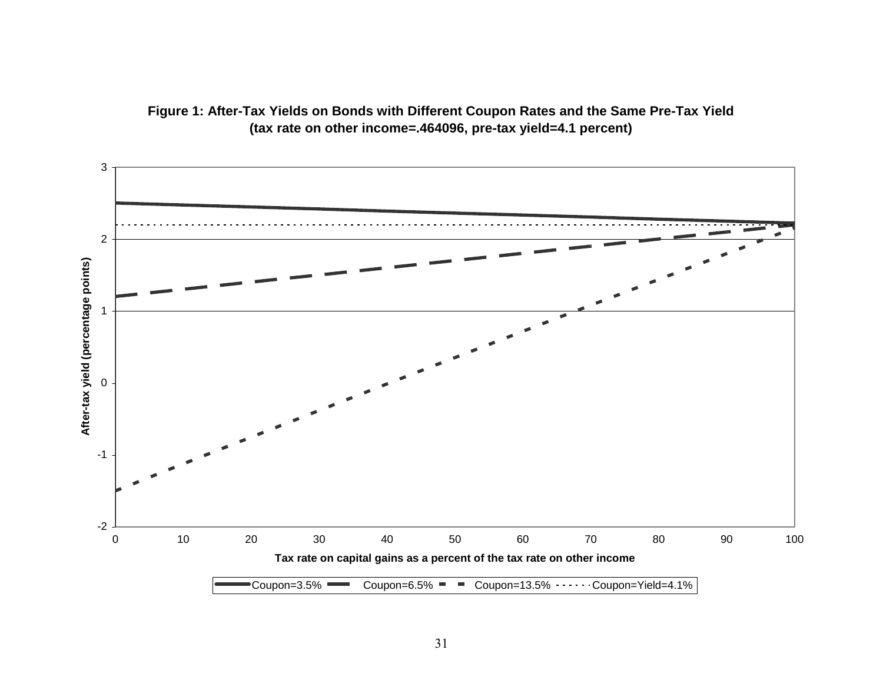**Figure 1: After-Tax Yields on Bonds with Different Coupon Rates and the Same Pre-Tax Yield (tax rate on other income=.464096, pre-tax yield=4.1 percent)**

After-tax yield (percentage points)

Tax rate on capital gains as a percent of the tax rate on other income

Coupon=3.5% Coupon=6.5% Coupon=13.5% Coupon=Yield=4.1%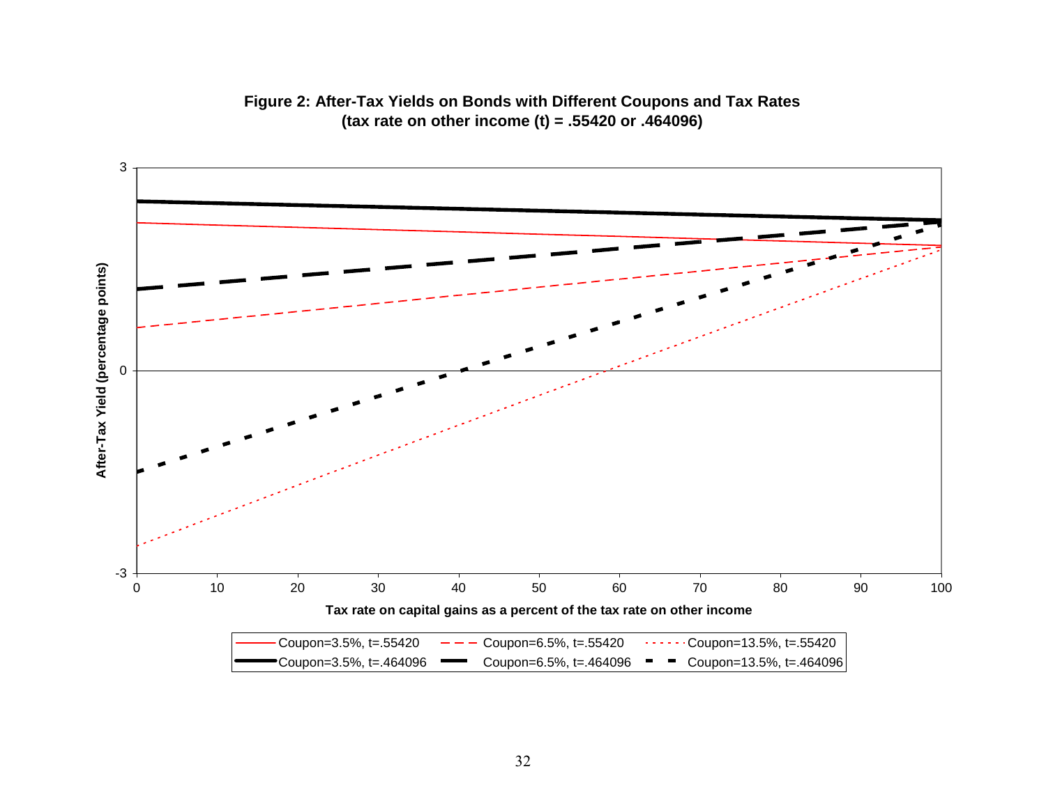**Figure 2: After-Tax Yields on Bonds with Different Coupons and Tax Rates (tax rate on other income (t) = .55420 or .464096)**

After-Tax Yield (percentage points)

Tax rate on capital gains as a percent of the tax rate on other income

Coupon=3.5%, t=.55420 | Coupon=6.5%, t=.55420 | Coupon=13.5%, t=.55420

Coupon=3.5%, t=.464096 | Coupon=6.5%, t=.464096 | Coupon=13.5%, t=.464096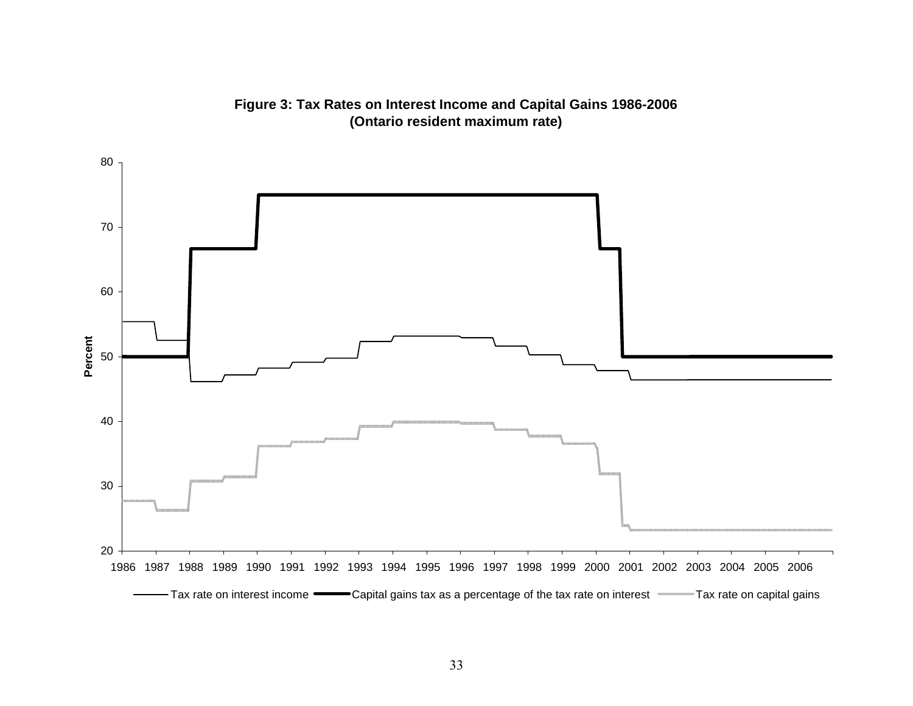**Figure 3: Tax Rates on Interest Income and Capital Gains 1986-2006**
**(Ontario resident maximum rate)**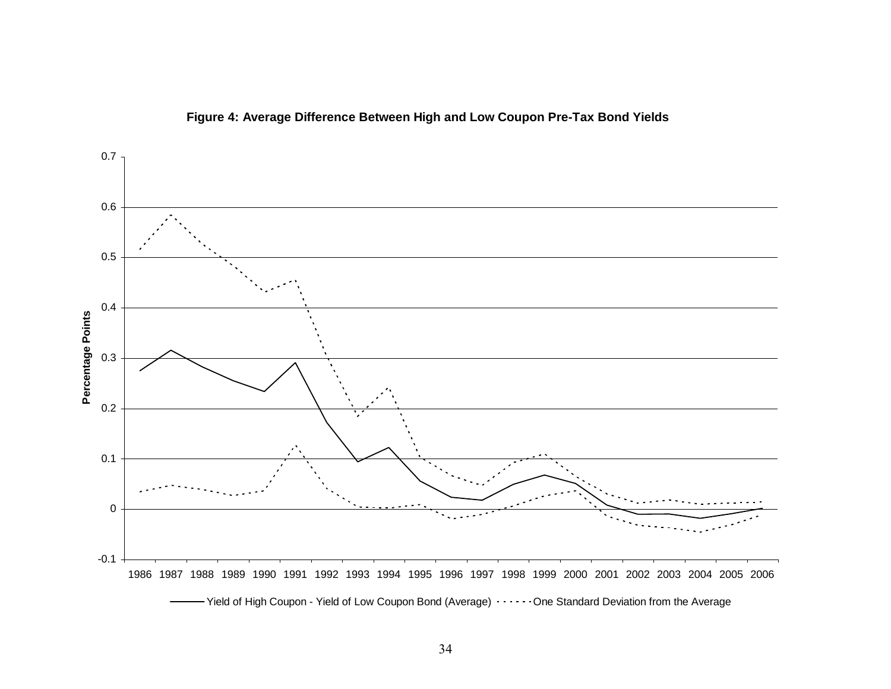**Figure 4: Average Difference Between High and Low Coupon Pre-Tax Bond Yields**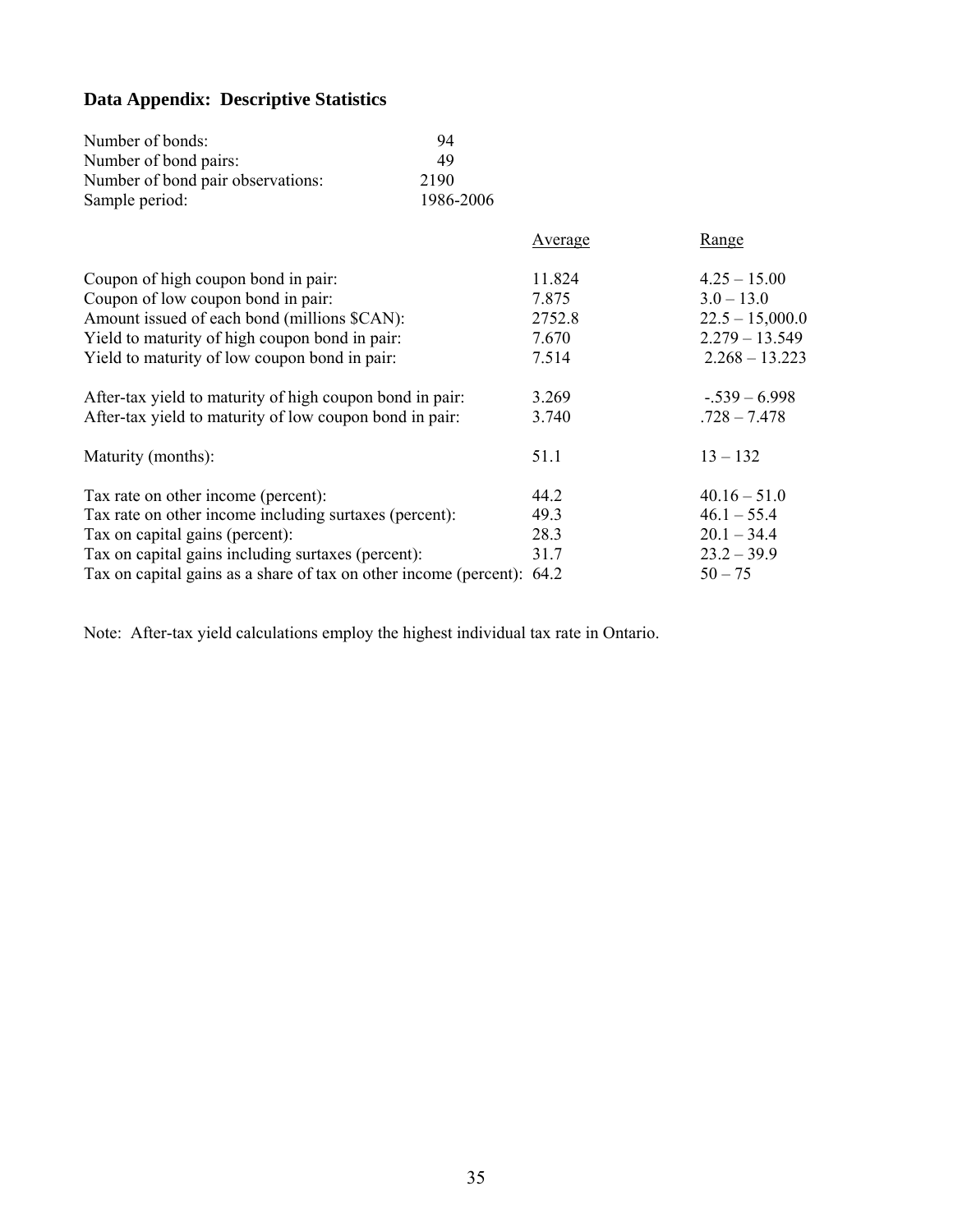## Data Appendix: Descriptive Statistics

| | |
|---|---|
| Number of bonds: | 94 |
| Number of bond pairs: | 49 |
| Number of bond pair observations: | 2190 |
| Sample period: | 1986-2006 |

| | Average | Range |
|---|---|---|
| Coupon of high coupon bond in pair: | 11.824 | 4.25 – 15.00 |
| Coupon of low coupon bond in pair: | 7.875 | 3.0 – 13.0 |
| Amount issued of each bond (millions $CAN): | 2752.8 | 22.5 – 15,000.0 |
| Yield to maturity of high coupon bond in pair: | 7.670 | 2.279 – 13.549 |
| Yield to maturity of low coupon bond in pair: | 7.514 | 2.268 – 13.223 |
| After-tax yield to maturity of high coupon bond in pair: | 3.269 | -.539 – 6.998 |
| After-tax yield to maturity of low coupon bond in pair: | 3.740 | .728 – 7.478 |
| Maturity (months): | 51.1 | 13 – 132 |
| Tax rate on other income (percent): | 44.2 | 40.16 – 51.0 |
| Tax rate on other income including surtaxes (percent): | 49.3 | 46.1 – 55.4 |
| Tax on capital gains (percent): | 28.3 | 20.1 – 34.4 |
| Tax on capital gains including surtaxes (percent): | 31.7 | 23.2 – 39.9 |
| Tax on capital gains as a share of tax on other income (percent): | 64.2 | 50 – 75 |

Note: After-tax yield calculations employ the highest individual tax rate in Ontario.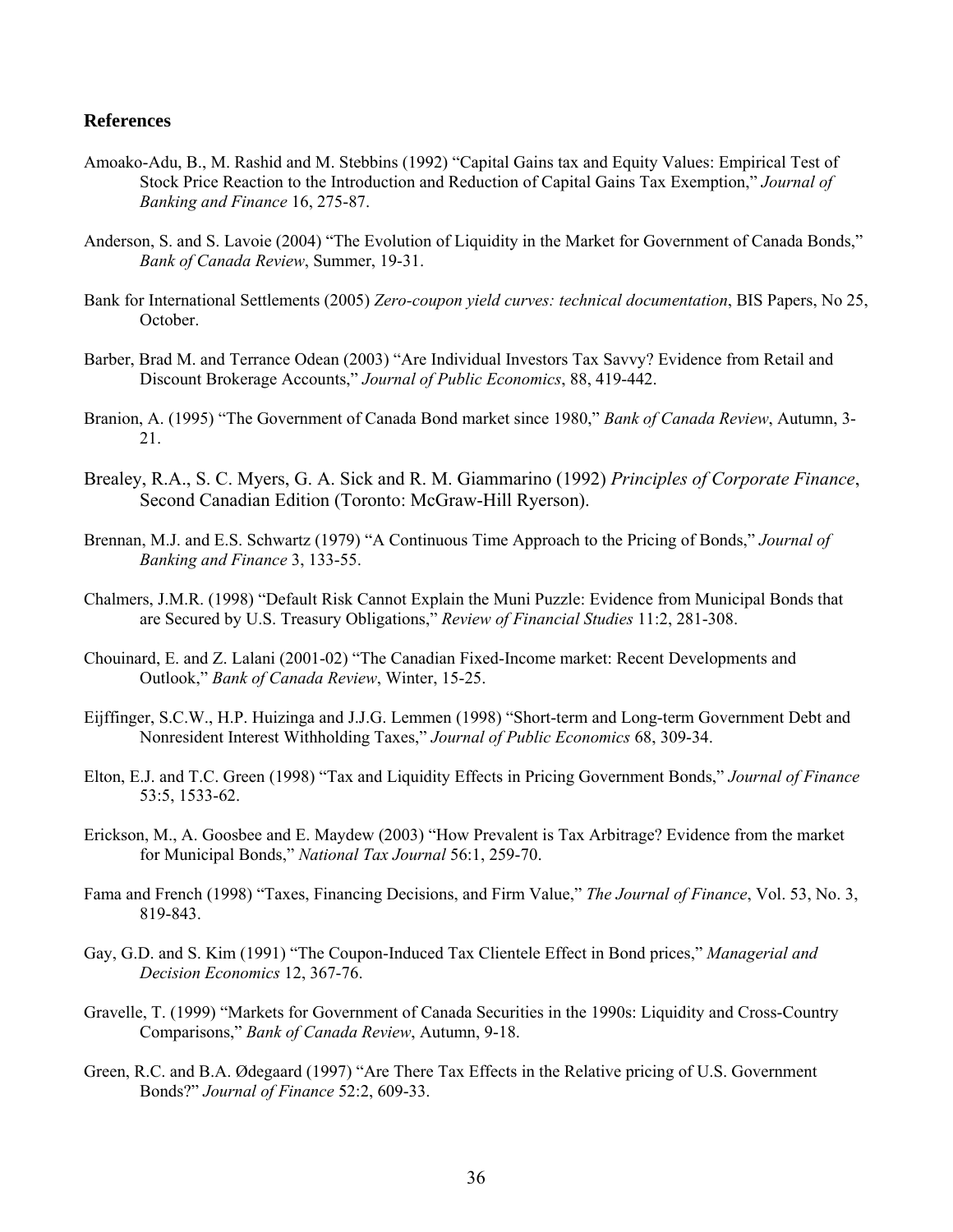## References

Amoako-Adu, B., M. Rashid and M. Stebbins (1992) "Capital Gains tax and Equity Values: Empirical Test of Stock Price Reaction to the Introduction and Reduction of Capital Gains Tax Exemption," *Journal of Banking and Finance* 16, 275-87.

Anderson, S. and S. Lavoie (2004) "The Evolution of Liquidity in the Market for Government of Canada Bonds," *Bank of Canada Review*, Summer, 19-31.

Bank for International Settlements (2005) *Zero-coupon yield curves: technical documentation*, BIS Papers, No 25, October.

Barber, Brad M. and Terrance Odean (2003) "Are Individual Investors Tax Savvy? Evidence from Retail and Discount Brokerage Accounts," *Journal of Public Economics*, 88, 419-442.

Branion, A. (1995) "The Government of Canada Bond market since 1980," *Bank of Canada Review*, Autumn, 3-21.

Brealey, R.A., S. C. Myers, G. A. Sick and R. M. Giammarino (1992) *Principles of Corporate Finance*, Second Canadian Edition (Toronto: McGraw-Hill Ryerson).

Brennan, M.J. and E.S. Schwartz (1979) "A Continuous Time Approach to the Pricing of Bonds," *Journal of Banking and Finance* 3, 133-55.

Chalmers, J.M.R. (1998) "Default Risk Cannot Explain the Muni Puzzle: Evidence from Municipal Bonds that are Secured by U.S. Treasury Obligations," *Review of Financial Studies* 11:2, 281-308.

Chouinard, E. and Z. Lalani (2001-02) "The Canadian Fixed-Income market: Recent Developments and Outlook," *Bank of Canada Review*, Winter, 15-25.

Eijffinger, S.C.W., H.P. Huizinga and J.J.G. Lemmen (1998) "Short-term and Long-term Government Debt and Nonresident Interest Withholding Taxes," *Journal of Public Economics* 68, 309-34.

Elton, E.J. and T.C. Green (1998) "Tax and Liquidity Effects in Pricing Government Bonds," *Journal of Finance* 53:5, 1533-62.

Erickson, M., A. Goosbee and E. Maydew (2003) "How Prevalent is Tax Arbitrage? Evidence from the market for Municipal Bonds," *National Tax Journal* 56:1, 259-70.

Fama and French (1998) "Taxes, Financing Decisions, and Firm Value," *The Journal of Finance*, Vol. 53, No. 3, 819-843.

Gay, G.D. and S. Kim (1991) "The Coupon-Induced Tax Clientele Effect in Bond prices," *Managerial and Decision Economics* 12, 367-76.

Gravelle, T. (1999) "Markets for Government of Canada Securities in the 1990s: Liquidity and Cross-Country Comparisons," *Bank of Canada Review*, Autumn, 9-18.

Green, R.C. and B.A. Ødegaard (1997) "Are There Tax Effects in the Relative pricing of U.S. Government Bonds?" *Journal of Finance* 52:2, 609-33.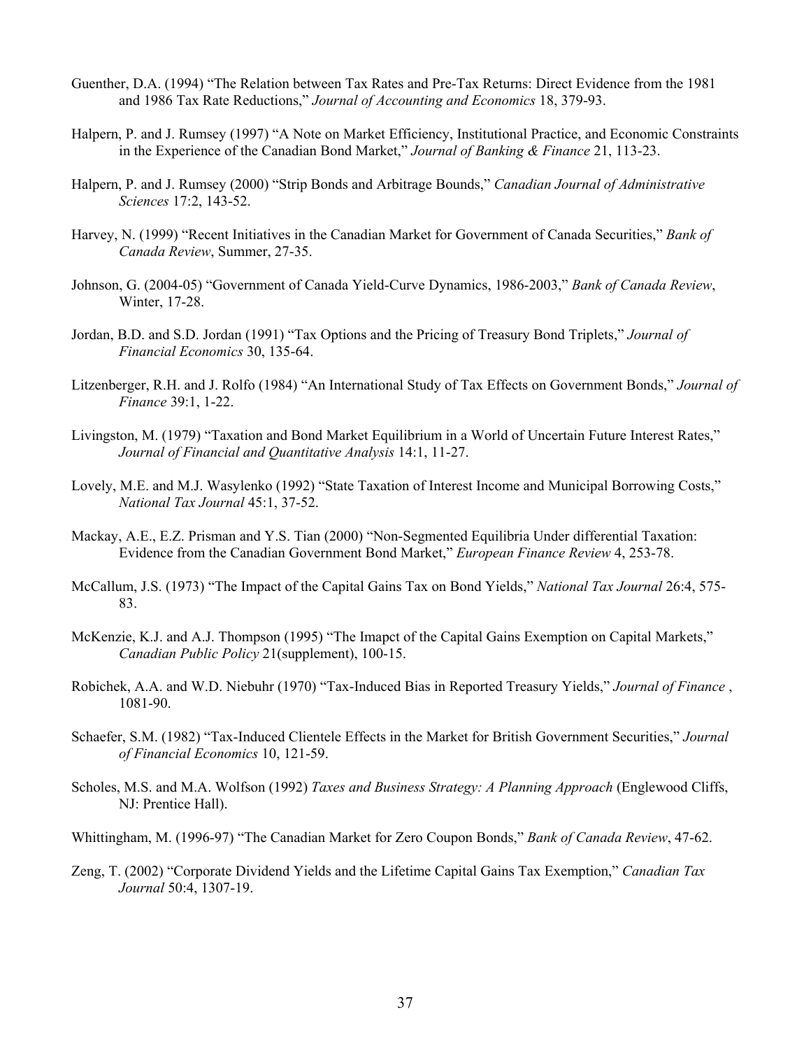Guenther, D.A. (1994) "The Relation between Tax Rates and Pre-Tax Returns: Direct Evidence from the 1981 and 1986 Tax Rate Reductions," *Journal of Accounting and Economics* 18, 379-93.

Halpern, P. and J. Rumsey (1997) "A Note on Market Efficiency, Institutional Practice, and Economic Constraints in the Experience of the Canadian Bond Market," *Journal of Banking & Finance* 21, 113-23.

Halpern, P. and J. Rumsey (2000) "Strip Bonds and Arbitrage Bounds," *Canadian Journal of Administrative Sciences* 17:2, 143-52.

Harvey, N. (1999) "Recent Initiatives in the Canadian Market for Government of Canada Securities," *Bank of Canada Review*, Summer, 27-35.

Johnson, G. (2004-05) "Government of Canada Yield-Curve Dynamics, 1986-2003," *Bank of Canada Review*, Winter, 17-28.

Jordan, B.D. and S.D. Jordan (1991) "Tax Options and the Pricing of Treasury Bond Triplets," *Journal of Financial Economics* 30, 135-64.

Litzenberger, R.H. and J. Rolfo (1984) "An International Study of Tax Effects on Government Bonds," *Journal of Finance* 39:1, 1-22.

Livingston, M. (1979) "Taxation and Bond Market Equilibrium in a World of Uncertain Future Interest Rates," *Journal of Financial and Quantitative Analysis* 14:1, 11-27.

Lovely, M.E. and M.J. Wasylenko (1992) "State Taxation of Interest Income and Municipal Borrowing Costs," *National Tax Journal* 45:1, 37-52.

Mackay, A.E., E.Z. Prisman and Y.S. Tian (2000) "Non-Segmented Equilibria Under differential Taxation: Evidence from the Canadian Government Bond Market," *European Finance Review* 4, 253-78.

McCallum, J.S. (1973) "The Impact of the Capital Gains Tax on Bond Yields," *National Tax Journal* 26:4, 575-83.

McKenzie, K.J. and A.J. Thompson (1995) "The Imapct of the Capital Gains Exemption on Capital Markets," *Canadian Public Policy* 21(supplement), 100-15.

Robichek, A.A. and W.D. Niebuhr (1970) "Tax-Induced Bias in Reported Treasury Yields," *Journal of Finance* , 1081-90.

Schaefer, S.M. (1982) "Tax-Induced Clientele Effects in the Market for British Government Securities," *Journal of Financial Economics* 10, 121-59.

Scholes, M.S. and M.A. Wolfson (1992) *Taxes and Business Strategy: A Planning Approach* (Englewood Cliffs, NJ: Prentice Hall).

Whittingham, M. (1996-97) "The Canadian Market for Zero Coupon Bonds," *Bank of Canada Review*, 47-62.

Zeng, T. (2002) "Corporate Dividend Yields and the Lifetime Capital Gains Tax Exemption," *Canadian Tax Journal* 50:4, 1307-19.